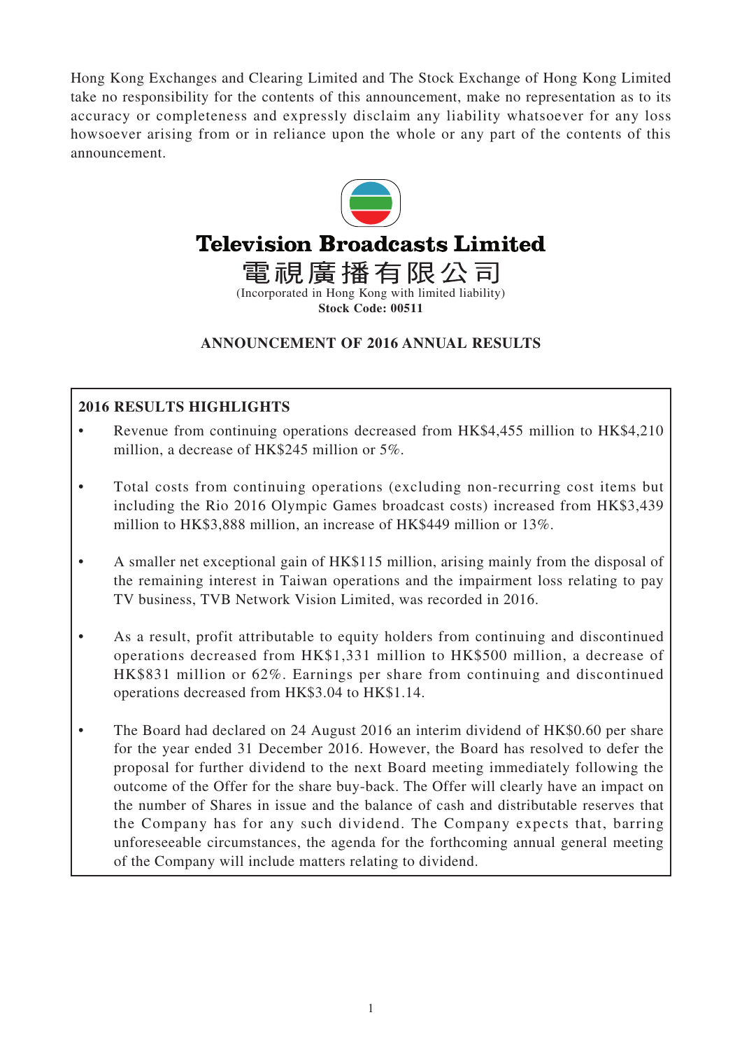Hong Kong Exchanges and Clearing Limited and The Stock Exchange of Hong Kong Limited take no responsibility for the contents of this announcement, make no representation as to its accuracy or completeness and expressly disclaim any liability whatsoever for any loss howsoever arising from or in reliance upon the whole or any part of the contents of this announcement.

# Television Broadcasts Limited

# 電視廣播有限公司

(Incorporated in Hong Kong with limited liability)

**Stock Code: 00511**

## ANNOUNCEMENT OF 2016 ANNUAL RESULTS

### 2016 RESULTS HIGHLIGHTS

- Revenue from continuing operations decreased from HK$4,455 million to HK$4,210 million, a decrease of HK$245 million or 5%.
- Total costs from continuing operations (excluding non-recurring cost items but including the Rio 2016 Olympic Games broadcast costs) increased from HK$3,439 million to HK$3,888 million, an increase of HK$449 million or 13%.
- A smaller net exceptional gain of HK$115 million, arising mainly from the disposal of the remaining interest in Taiwan operations and the impairment loss relating to pay TV business, TVB Network Vision Limited, was recorded in 2016.
- As a result, profit attributable to equity holders from continuing and discontinued operations decreased from HK$1,331 million to HK$500 million, a decrease of HK$831 million or 62%. Earnings per share from continuing and discontinued operations decreased from HK$3.04 to HK$1.14.
- The Board had declared on 24 August 2016 an interim dividend of HK$0.60 per share for the year ended 31 December 2016. However, the Board has resolved to defer the proposal for further dividend to the next Board meeting immediately following the outcome of the Offer for the share buy-back. The Offer will clearly have an impact on the number of Shares in issue and the balance of cash and distributable reserves that the Company has for any such dividend. The Company expects that, barring unforeseeable circumstances, the agenda for the forthcoming annual general meeting of the Company will include matters relating to dividend.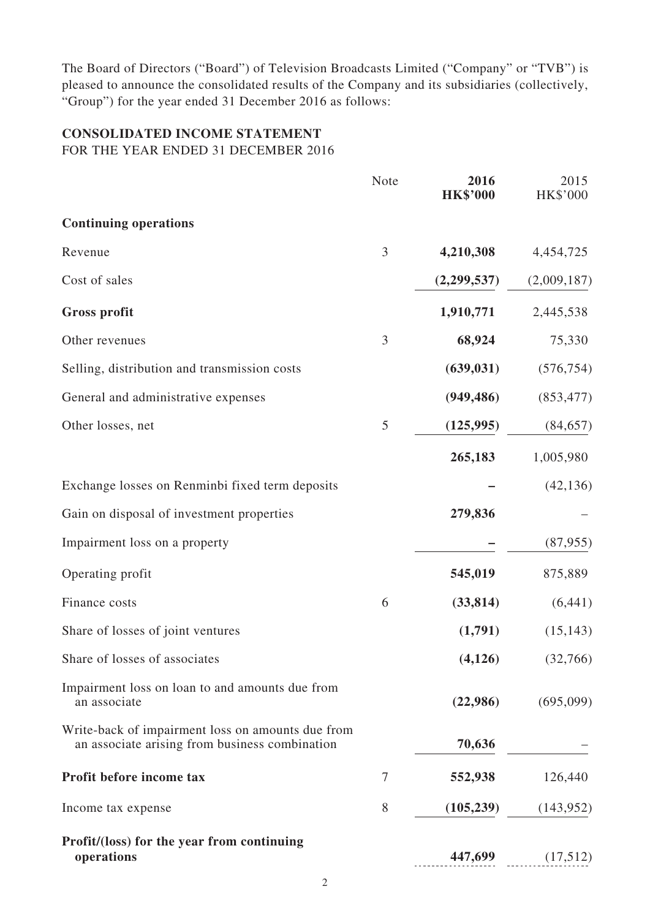The Board of Directors ("Board") of Television Broadcasts Limited ("Company" or "TVB") is pleased to announce the consolidated results of the Company and its subsidiaries (collectively, "Group") for the year ended 31 December 2016 as follows:

## CONSOLIDATED INCOME STATEMENT

FOR THE YEAR ENDED 31 DECEMBER 2016

| | Note | **2016 HK$'000** | 2015 HK$'000 |
|---|---|---|---|
| **Continuing operations** | | | |
| Revenue | 3 | **4,210,308** | 4,454,725 |
| Cost of sales | | **(2,299,537)** | (2,009,187) |
| **Gross profit** | | **1,910,771** | 2,445,538 |
| Other revenues | 3 | **68,924** | 75,330 |
| Selling, distribution and transmission costs | | **(639,031)** | (576,754) |
| General and administrative expenses | | **(949,486)** | (853,477) |
| Other losses, net | 5 | **(125,995)** | (84,657) |
| | | **265,183** | 1,005,980 |
| Exchange losses on Renminbi fixed term deposits | | **–** | (42,136) |
| Gain on disposal of investment properties | | **279,836** | – |
| Impairment loss on a property | | **–** | (87,955) |
| Operating profit | | **545,019** | 875,889 |
| Finance costs | 6 | **(33,814)** | (6,441) |
| Share of losses of joint ventures | | **(1,791)** | (15,143) |
| Share of losses of associates | | **(4,126)** | (32,766) |
| Impairment loss on loan to and amounts due from an associate | | **(22,986)** | (695,099) |
| Write-back of impairment loss on amounts due from an associate arising from business combination | | **70,636** | – |
| **Profit before income tax** | 7 | **552,938** | 126,440 |
| Income tax expense | 8 | **(105,239)** | (143,952) |
| **Profit/(loss) for the year from continuing operations** | | **447,699** | (17,512) |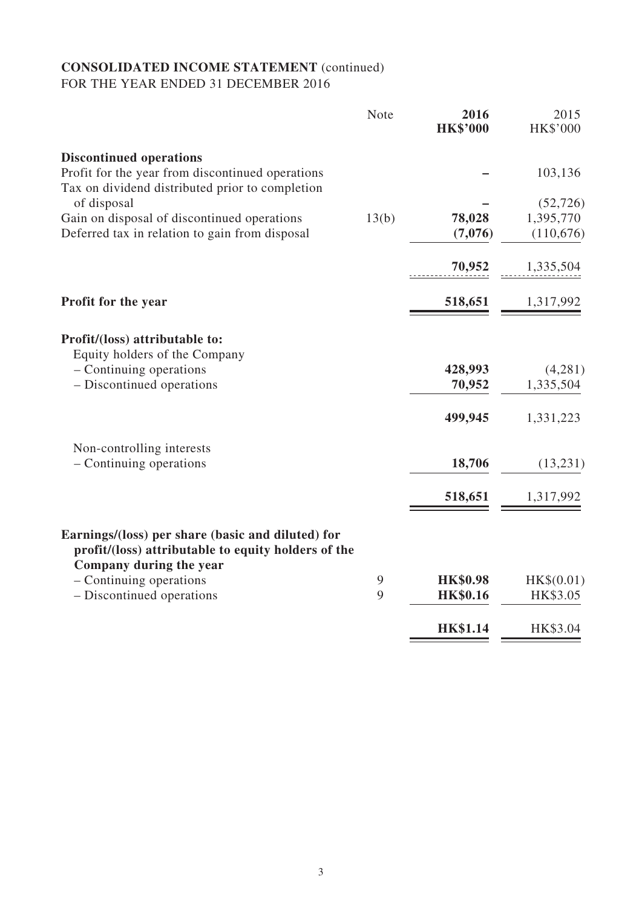## CONSOLIDATED INCOME STATEMENT (continued)
FOR THE YEAR ENDED 31 DECEMBER 2016

| | Note | 2016<br>HK$'000 | 2015<br>HK$'000 |
|---|---|---|---|
| **Discontinued operations** | | | |
| Profit for the year from discontinued operations | | – | 103,136 |
| Tax on dividend distributed prior to completion of disposal | | – | (52,726) |
| Gain on disposal of discontinued operations | 13(b) | **78,028** | 1,395,770 |
| Deferred tax in relation to gain from disposal | | **(7,076)** | (110,676) |
| | | **70,952** | 1,335,504 |
| **Profit for the year** | | **518,651** | 1,317,992 |
| **Profit/(loss) attributable to:** | | | |
| Equity holders of the Company | | | |
| – Continuing operations | | **428,993** | (4,281) |
| – Discontinued operations | | **70,952** | 1,335,504 |
| | | **499,945** | 1,331,223 |
| Non-controlling interests | | | |
| – Continuing operations | | **18,706** | (13,231) |
| | | **518,651** | 1,317,992 |
| **Earnings/(loss) per share (basic and diluted) for profit/(loss) attributable to equity holders of the Company during the year** | | | |
| – Continuing operations | 9 | **HK$0.98** | HK$(0.01) |
| – Discontinued operations | 9 | **HK$0.16** | HK$3.05 |
| | | **HK$1.14** | HK$3.04 |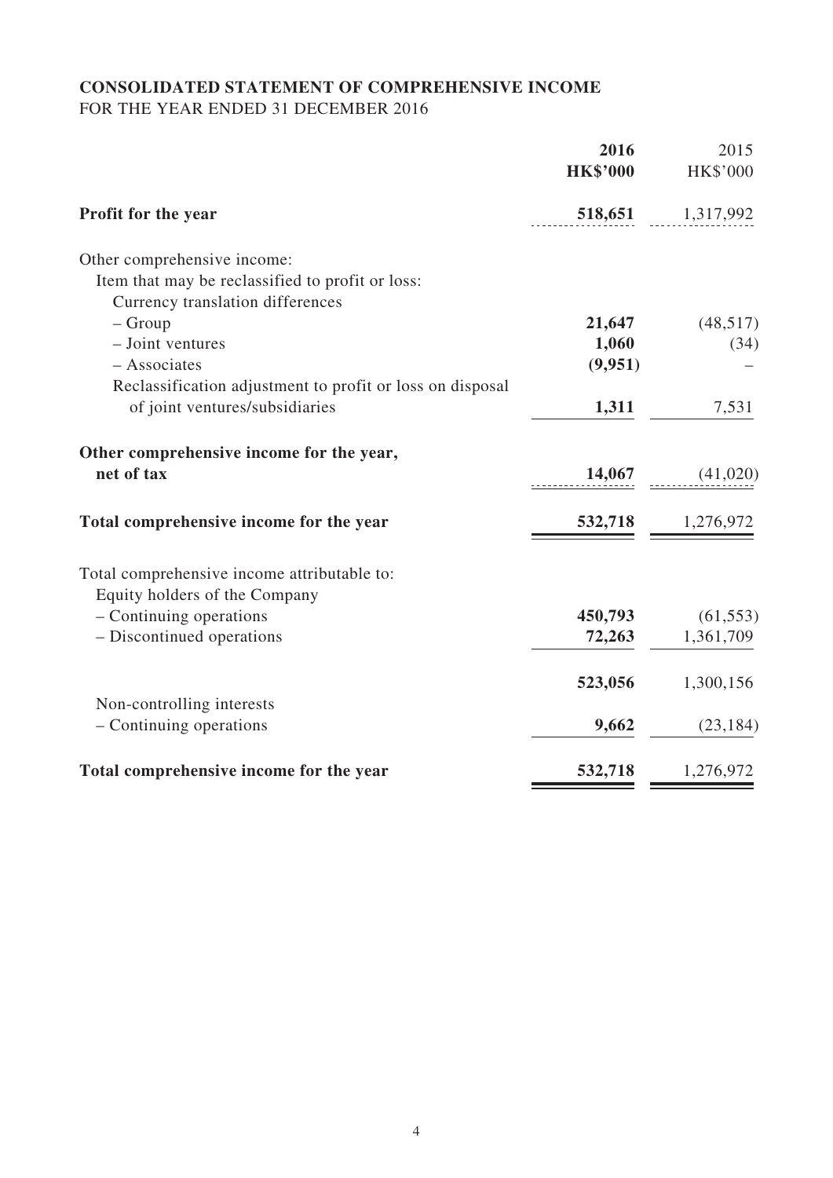**CONSOLIDATED STATEMENT OF COMPREHENSIVE INCOME**
FOR THE YEAR ENDED 31 DECEMBER 2016

| | **2016** | 2015 |
|---|---|---|
| | **HK$'000** | HK$'000 |
| **Profit for the year** | **518,651** | 1,317,992 |
| Other comprehensive income: | | |
| Item that may be reclassified to profit or loss: | | |
| Currency translation differences | | |
| – Group | **21,647** | (48,517) |
| – Joint ventures | **1,060** | (34) |
| – Associates | **(9,951)** | – |
| Reclassification adjustment to profit or loss on disposal of joint ventures/subsidiaries | **1,311** | 7,531 |
| **Other comprehensive income for the year, net of tax** | **14,067** | (41,020) |
| **Total comprehensive income for the year** | **532,718** | 1,276,972 |
| Total comprehensive income attributable to: | | |
| Equity holders of the Company | | |
| – Continuing operations | **450,793** | (61,553) |
| – Discontinued operations | **72,263** | 1,361,709 |
| | **523,056** | 1,300,156 |
| Non-controlling interests | | |
| – Continuing operations | **9,662** | (23,184) |
| **Total comprehensive income for the year** | **532,718** | 1,276,972 |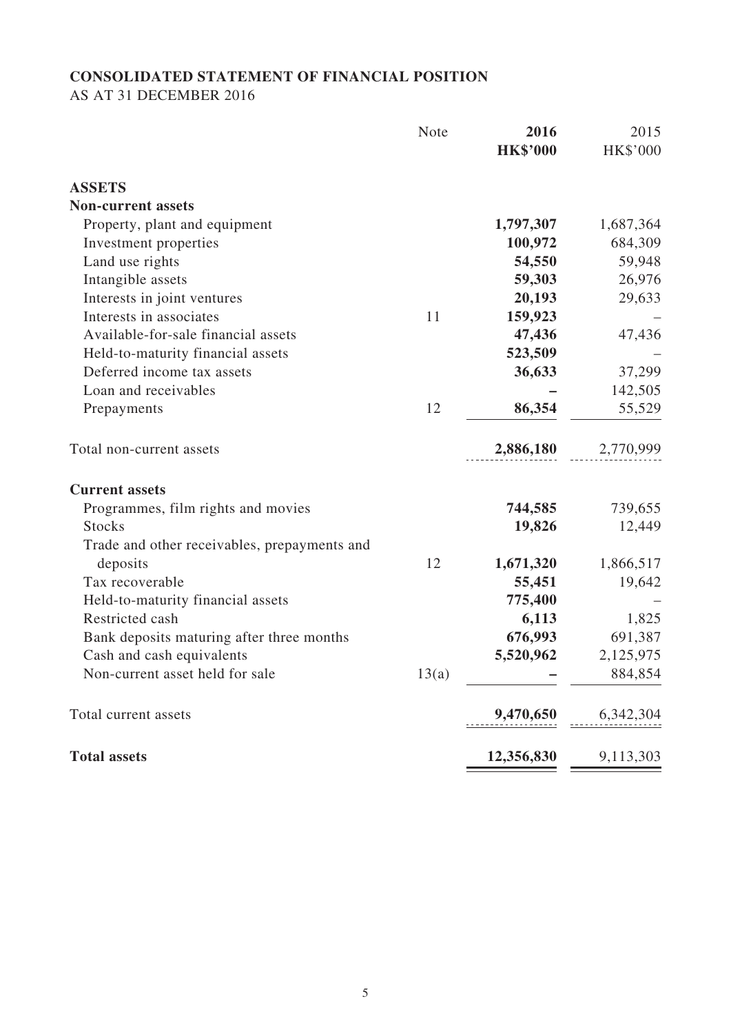# CONSOLIDATED STATEMENT OF FINANCIAL POSITION

AS AT 31 DECEMBER 2016

| | Note | **2016** | 2015 |
|---|---|---|---|
| | | **HK$'000** | HK$'000 |
| **ASSETS** | | | |
| **Non-current assets** | | | |
| Property, plant and equipment | | **1,797,307** | 1,687,364 |
| Investment properties | | **100,972** | 684,309 |
| Land use rights | | **54,550** | 59,948 |
| Intangible assets | | **59,303** | 26,976 |
| Interests in joint ventures | | **20,193** | 29,633 |
| Interests in associates | 11 | **159,923** | – |
| Available-for-sale financial assets | | **47,436** | 47,436 |
| Held-to-maturity financial assets | | **523,509** | – |
| Deferred income tax assets | | **36,633** | 37,299 |
| Loan and receivables | | **–** | 142,505 |
| Prepayments | 12 | **86,354** | 55,529 |
| Total non-current assets | | **2,886,180** | 2,770,999 |
| **Current assets** | | | |
| Programmes, film rights and movies | | **744,585** | 739,655 |
| Stocks | | **19,826** | 12,449 |
| Trade and other receivables, prepayments and deposits | 12 | **1,671,320** | 1,866,517 |
| Tax recoverable | | **55,451** | 19,642 |
| Held-to-maturity financial assets | | **775,400** | – |
| Restricted cash | | **6,113** | 1,825 |
| Bank deposits maturing after three months | | **676,993** | 691,387 |
| Cash and cash equivalents | | **5,520,962** | 2,125,975 |
| Non-current asset held for sale | 13(a) | **–** | 884,854 |
| Total current assets | | **9,470,650** | 6,342,304 |
| **Total assets** | | **12,356,830** | 9,113,303 |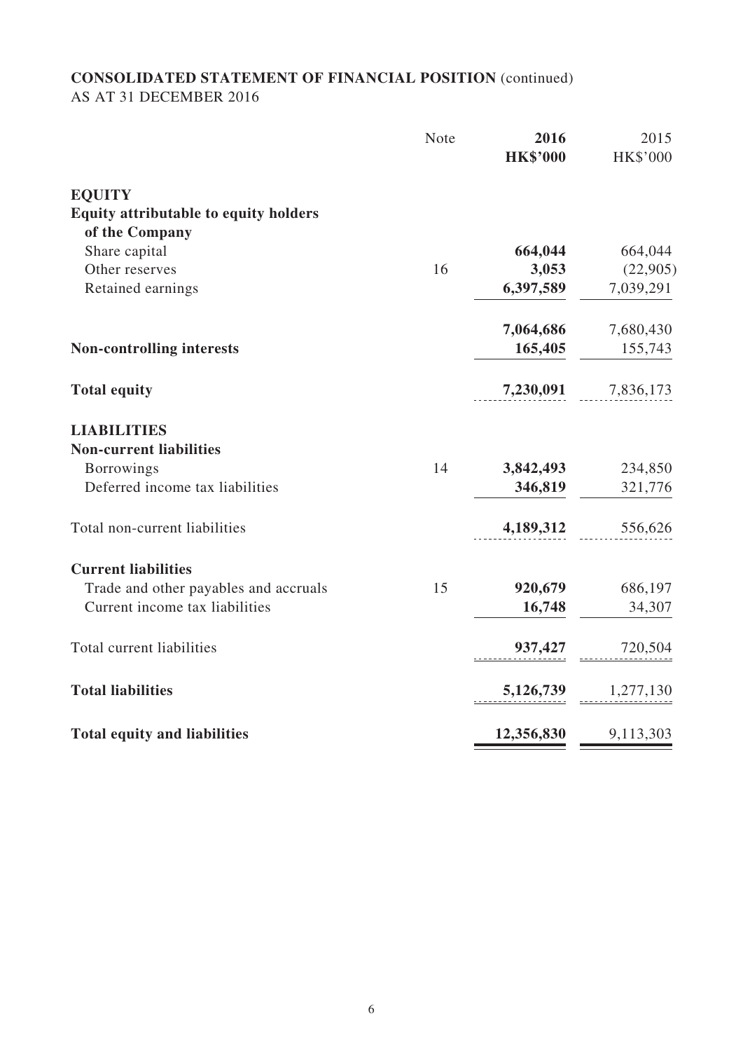## CONSOLIDATED STATEMENT OF FINANCIAL POSITION (continued)
AS AT 31 DECEMBER 2016

| | Note | **2016** | 2015 |
|---|---|---|---|
| | | **HK$'000** | HK$'000 |
| **EQUITY** | | | |
| **Equity attributable to equity holders of the Company** | | | |
| Share capital | | **664,044** | 664,044 |
| Other reserves | 16 | **3,053** | (22,905) |
| Retained earnings | | **6,397,589** | 7,039,291 |
| | | **7,064,686** | 7,680,430 |
| **Non-controlling interests** | | **165,405** | 155,743 |
| **Total equity** | | **7,230,091** | 7,836,173 |
| **LIABILITIES** | | | |
| **Non-current liabilities** | | | |
| Borrowings | 14 | **3,842,493** | 234,850 |
| Deferred income tax liabilities | | **346,819** | 321,776 |
| Total non-current liabilities | | **4,189,312** | 556,626 |
| **Current liabilities** | | | |
| Trade and other payables and accruals | 15 | **920,679** | 686,197 |
| Current income tax liabilities | | **16,748** | 34,307 |
| Total current liabilities | | **937,427** | 720,504 |
| **Total liabilities** | | **5,126,739** | 1,277,130 |
| **Total equity and liabilities** | | **12,356,830** | 9,113,303 |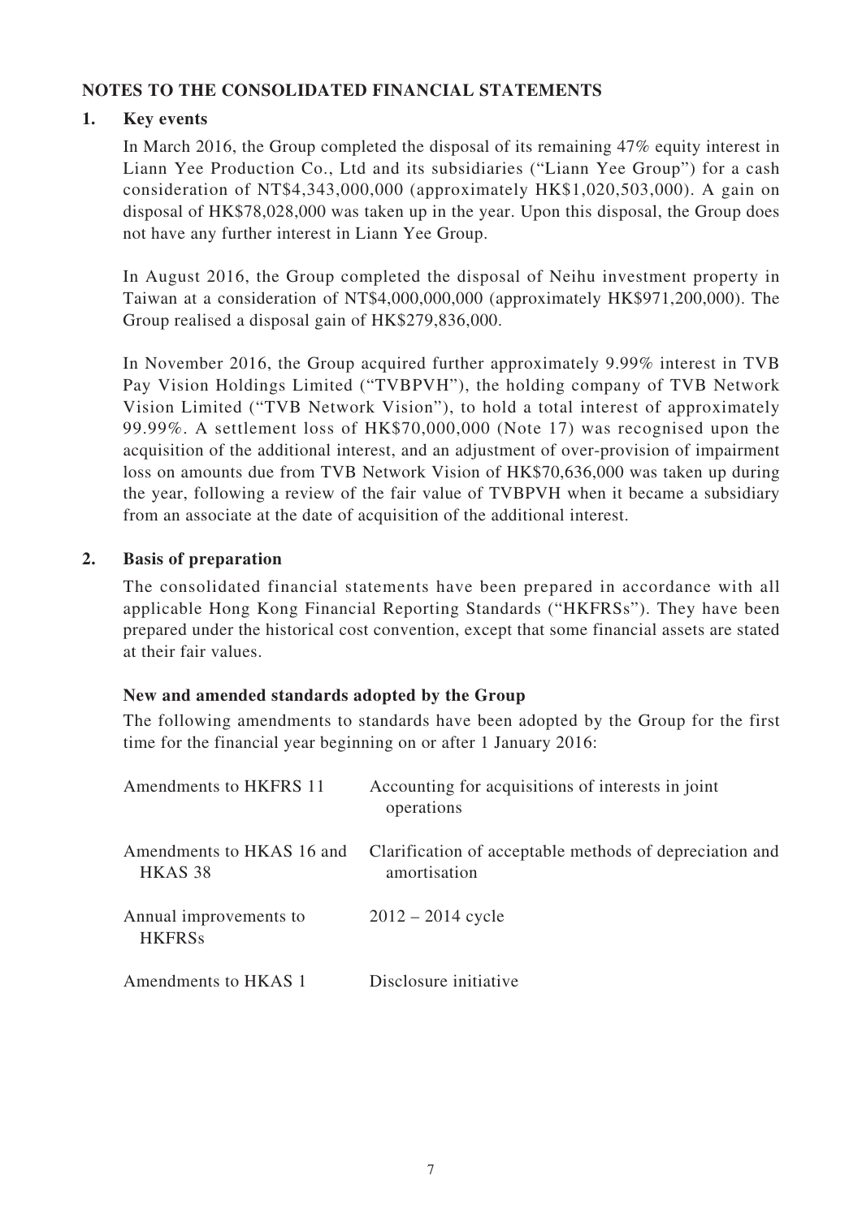## NOTES TO THE CONSOLIDATED FINANCIAL STATEMENTS

### 1. Key events

In March 2016, the Group completed the disposal of its remaining 47% equity interest in Liann Yee Production Co., Ltd and its subsidiaries ("Liann Yee Group") for a cash consideration of NT$4,343,000,000 (approximately HK$1,020,503,000). A gain on disposal of HK$78,028,000 was taken up in the year. Upon this disposal, the Group does not have any further interest in Liann Yee Group.

In August 2016, the Group completed the disposal of Neihu investment property in Taiwan at a consideration of NT$4,000,000,000 (approximately HK$971,200,000). The Group realised a disposal gain of HK$279,836,000.

In November 2016, the Group acquired further approximately 9.99% interest in TVB Pay Vision Holdings Limited ("TVBPVH"), the holding company of TVB Network Vision Limited ("TVB Network Vision"), to hold a total interest of approximately 99.99%. A settlement loss of HK$70,000,000 (Note 17) was recognised upon the acquisition of the additional interest, and an adjustment of over-provision of impairment loss on amounts due from TVB Network Vision of HK$70,636,000 was taken up during the year, following a review of the fair value of TVBPVH when it became a subsidiary from an associate at the date of acquisition of the additional interest.

### 2. Basis of preparation

The consolidated financial statements have been prepared in accordance with all applicable Hong Kong Financial Reporting Standards ("HKFRSs"). They have been prepared under the historical cost convention, except that some financial assets are stated at their fair values.

**New and amended standards adopted by the Group**

The following amendments to standards have been adopted by the Group for the first time for the financial year beginning on or after 1 January 2016:

| | |
|---|---|
| Amendments to HKFRS 11 | Accounting for acquisitions of interests in joint operations |
| Amendments to HKAS 16 and HKAS 38 | Clarification of acceptable methods of depreciation and amortisation |
| Annual improvements to HKFRSs | 2012 – 2014 cycle |
| Amendments to HKAS 1 | Disclosure initiative |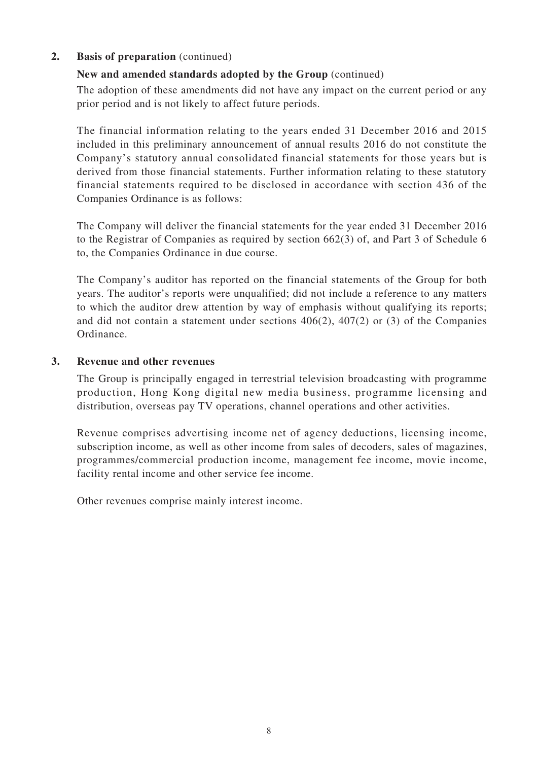## 2. Basis of preparation (continued)

### New and amended standards adopted by the Group (continued)

The adoption of these amendments did not have any impact on the current period or any prior period and is not likely to affect future periods.

The financial information relating to the years ended 31 December 2016 and 2015 included in this preliminary announcement of annual results 2016 do not constitute the Company's statutory annual consolidated financial statements for those years but is derived from those financial statements. Further information relating to these statutory financial statements required to be disclosed in accordance with section 436 of the Companies Ordinance is as follows:

The Company will deliver the financial statements for the year ended 31 December 2016 to the Registrar of Companies as required by section 662(3) of, and Part 3 of Schedule 6 to, the Companies Ordinance in due course.

The Company's auditor has reported on the financial statements of the Group for both years. The auditor's reports were unqualified; did not include a reference to any matters to which the auditor drew attention by way of emphasis without qualifying its reports; and did not contain a statement under sections 406(2), 407(2) or (3) of the Companies Ordinance.

## 3. Revenue and other revenues

The Group is principally engaged in terrestrial television broadcasting with programme production, Hong Kong digital new media business, programme licensing and distribution, overseas pay TV operations, channel operations and other activities.

Revenue comprises advertising income net of agency deductions, licensing income, subscription income, as well as other income from sales of decoders, sales of magazines, programmes/commercial production income, management fee income, movie income, facility rental income and other service fee income.

Other revenues comprise mainly interest income.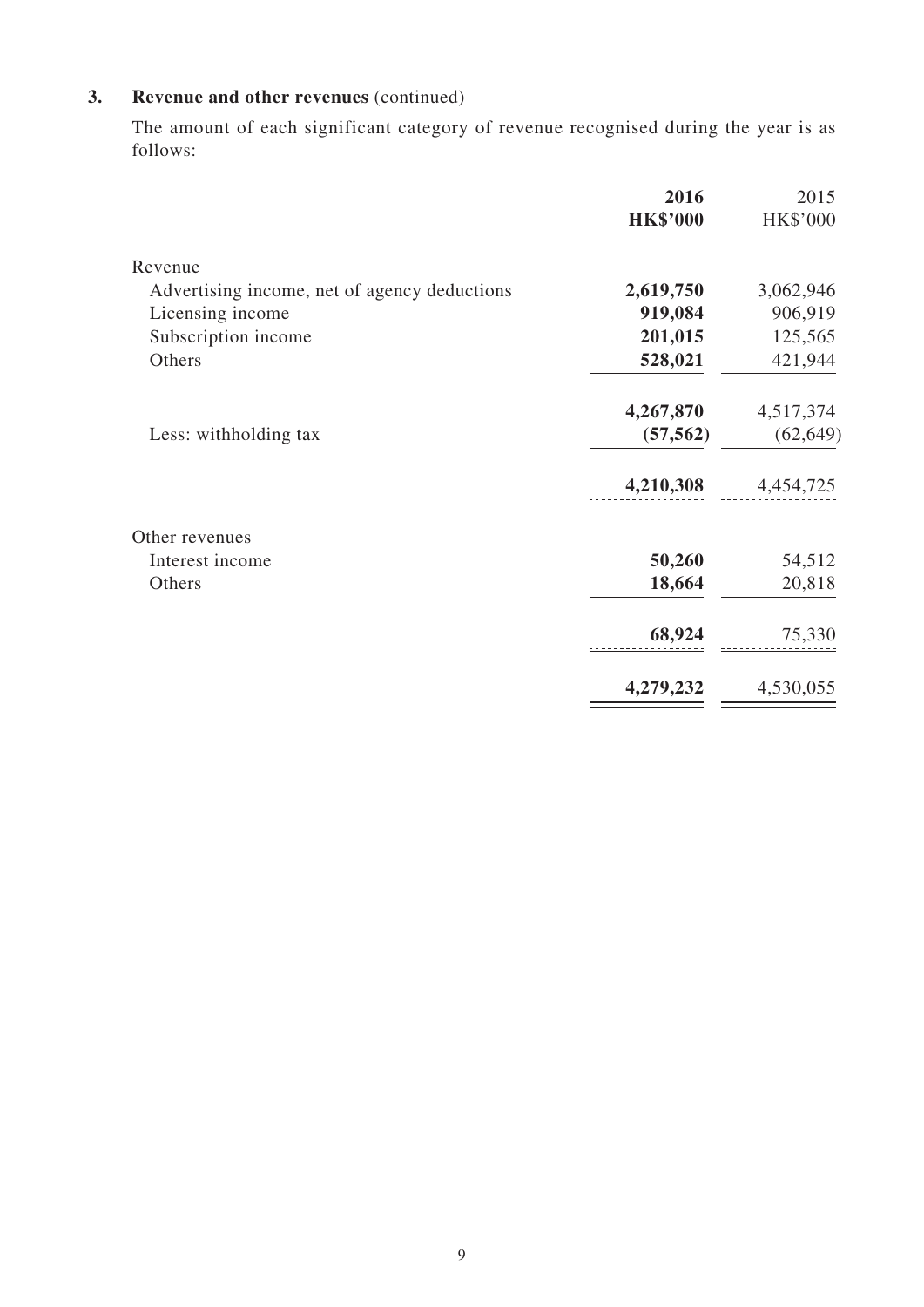## 3. Revenue and other revenues (continued)

The amount of each significant category of revenue recognised during the year is as follows:

| | 2016 HK$'000 | 2015 HK$'000 |
|---|---|---|
| Revenue | | |
| Advertising income, net of agency deductions | **2,619,750** | 3,062,946 |
| Licensing income | **919,084** | 906,919 |
| Subscription income | **201,015** | 125,565 |
| Others | **528,021** | 421,944 |
| | **4,267,870** | 4,517,374 |
| Less: withholding tax | **(57,562)** | (62,649) |
| | **4,210,308** | 4,454,725 |
| Other revenues | | |
| Interest income | **50,260** | 54,512 |
| Others | **18,664** | 20,818 |
| | **68,924** | 75,330 |
| | **4,279,232** | 4,530,055 |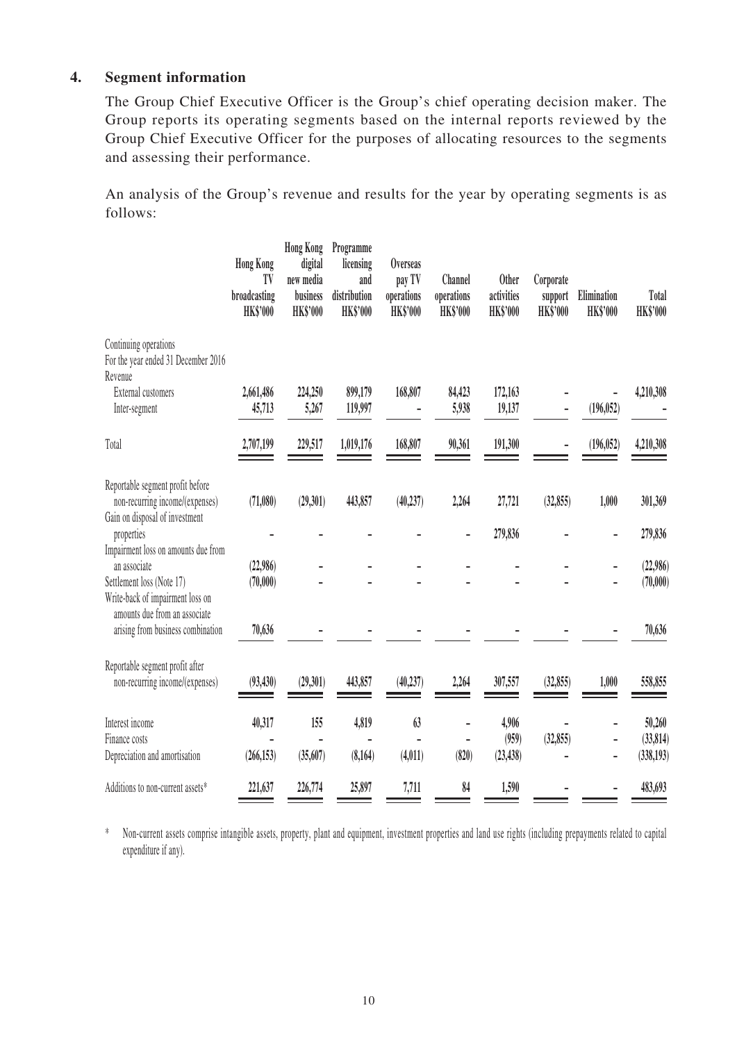## 4. Segment information

The Group Chief Executive Officer is the Group's chief operating decision maker. The Group reports its operating segments based on the internal reports reviewed by the Group Chief Executive Officer for the purposes of allocating resources to the segments and assessing their performance.

An analysis of the Group's revenue and results for the year by operating segments is as follows:

| | Hong Kong TV broadcasting HK$'000 | Hong Kong digital new media business HK$'000 | Programme licensing and distribution HK$'000 | Overseas pay TV operations HK$'000 | Channel operations HK$'000 | Other activities HK$'000 | Corporate support HK$'000 | Elimination HK$'000 | Total HK$'000 |
|---|---|---|---|---|---|---|---|---|---|
| Continuing operations | | | | | | | | | |
| For the year ended 31 December 2016 | | | | | | | | | |
| Revenue | | | | | | | | | |
| External customers | 2,661,486 | 224,250 | 899,179 | 168,807 | 84,423 | 172,163 | - | - | 4,210,308 |
| Inter-segment | 45,713 | 5,267 | 119,997 | - | 5,938 | 19,137 | - | (196,052) | - |
| Total | 2,707,199 | 229,517 | 1,019,176 | 168,807 | 90,361 | 191,300 | - | (196,052) | 4,210,308 |
| Reportable segment profit before non-recurring income/(expenses) | (71,080) | (29,301) | 443,857 | (40,237) | 2,264 | 27,721 | (32,855) | 1,000 | 301,369 |
| Gain on disposal of investment properties | - | - | - | - | - | 279,836 | - | - | 279,836 |
| Impairment loss on amounts due from an associate | (22,986) | - | - | - | - | - | - | - | (22,986) |
| Settlement loss (Note 17) | (70,000) | - | - | - | - | - | - | - | (70,000) |
| Write-back of impairment loss on amounts due from an associate arising from business combination | 70,636 | - | - | - | - | - | - | - | 70,636 |
| Reportable segment profit after non-recurring income/(expenses) | (93,430) | (29,301) | 443,857 | (40,237) | 2,264 | 307,557 | (32,855) | 1,000 | 558,855 |
| Interest income | 40,317 | 155 | 4,819 | 63 | - | 4,906 | - | - | 50,260 |
| Finance costs | - | - | - | - | - | (959) | (32,855) | - | (33,814) |
| Depreciation and amortisation | (266,153) | (35,607) | (8,164) | (4,011) | (820) | (23,438) | - | - | (338,193) |
| Additions to non-current assets* | 221,637 | 226,774 | 25,897 | 7,711 | 84 | 1,590 | - | - | 483,693 |

\* Non-current assets comprise intangible assets, property, plant and equipment, investment properties and land use rights (including prepayments related to capital expenditure if any).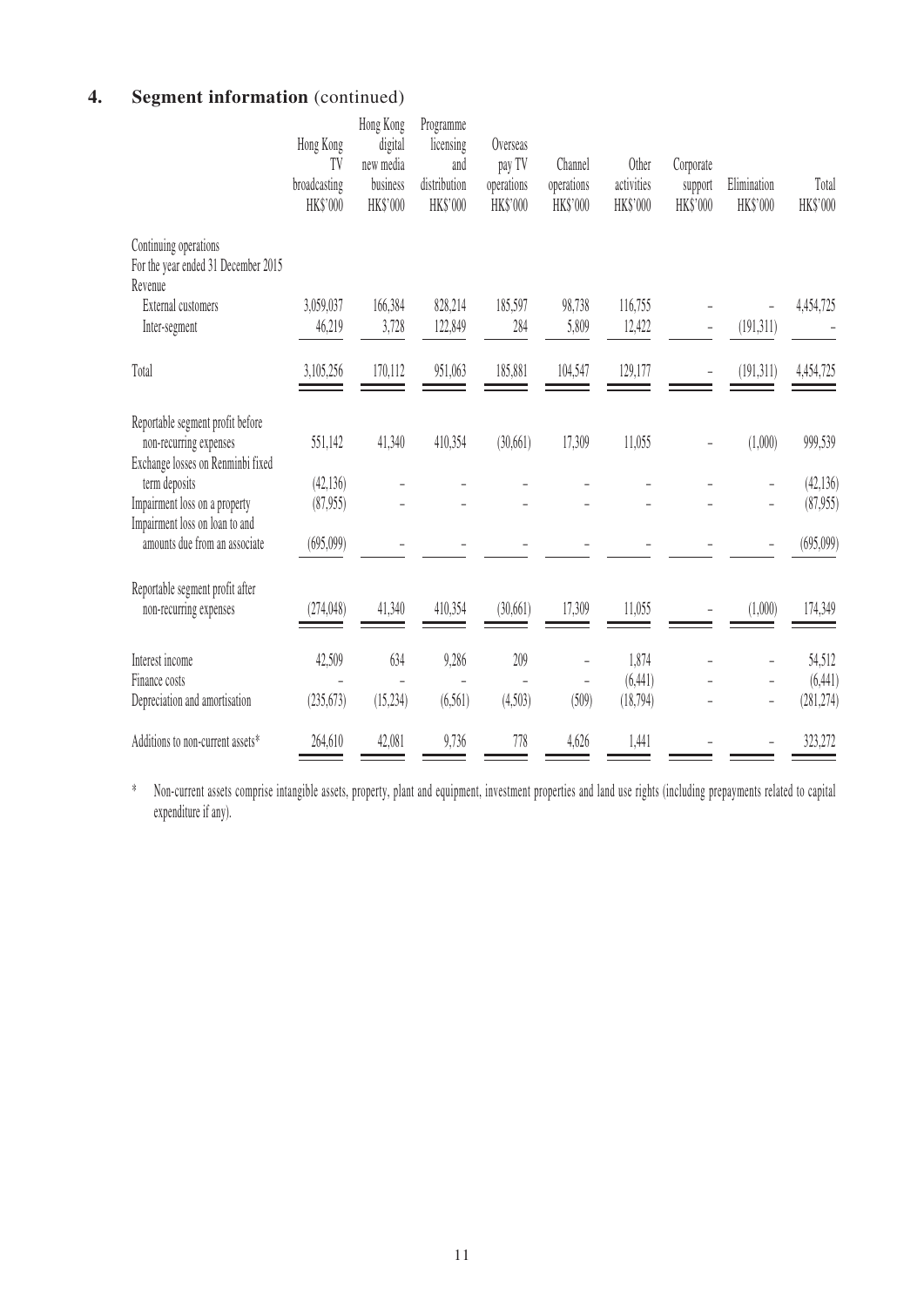## 4. Segment information (continued)

| | Hong Kong TV broadcasting HK$'000 | Hong Kong digital new media business HK$'000 | Programme licensing and distribution HK$'000 | Overseas pay TV operations HK$'000 | Channel operations HK$'000 | Other activities HK$'000 | Corporate support HK$'000 | Elimination HK$'000 | Total HK$'000 |
|---|---|---|---|---|---|---|---|---|---|
| Continuing operations | | | | | | | | | |
| For the year ended 31 December 2015 | | | | | | | | | |
| Revenue | | | | | | | | | |
| External customers | 3,059,037 | 166,384 | 828,214 | 185,597 | 98,738 | 116,755 | – | – | 4,454,725 |
| Inter-segment | 46,219 | 3,728 | 122,849 | 284 | 5,809 | 12,422 | – | (191,311) | – |
| Total | 3,105,256 | 170,112 | 951,063 | 185,881 | 104,547 | 129,177 | – | (191,311) | 4,454,725 |
| Reportable segment profit before non-recurring expenses | 551,142 | 41,340 | 410,354 | (30,661) | 17,309 | 11,055 | – | (1,000) | 999,539 |
| Exchange losses on Renminbi fixed term deposits | (42,136) | – | – | – | – | – | – | – | (42,136) |
| Impairment loss on a property | (87,955) | – | – | – | – | – | – | – | (87,955) |
| Impairment loss on loan to and amounts due from an associate | (695,099) | – | – | – | – | – | – | – | (695,099) |
| Reportable segment profit after non-recurring expenses | (274,048) | 41,340 | 410,354 | (30,661) | 17,309 | 11,055 | – | (1,000) | 174,349 |
| Interest income | 42,509 | 634 | 9,286 | 209 | – | 1,874 | – | – | 54,512 |
| Finance costs | – | – | – | – | – | (6,441) | – | – | (6,441) |
| Depreciation and amortisation | (235,673) | (15,234) | (6,561) | (4,503) | (509) | (18,794) | – | – | (281,274) |
| Additions to non-current assets* | 264,610 | 42,081 | 9,736 | 778 | 4,626 | 1,441 | – | – | 323,272 |

\* Non-current assets comprise intangible assets, property, plant and equipment, investment properties and land use rights (including prepayments related to capital expenditure if any).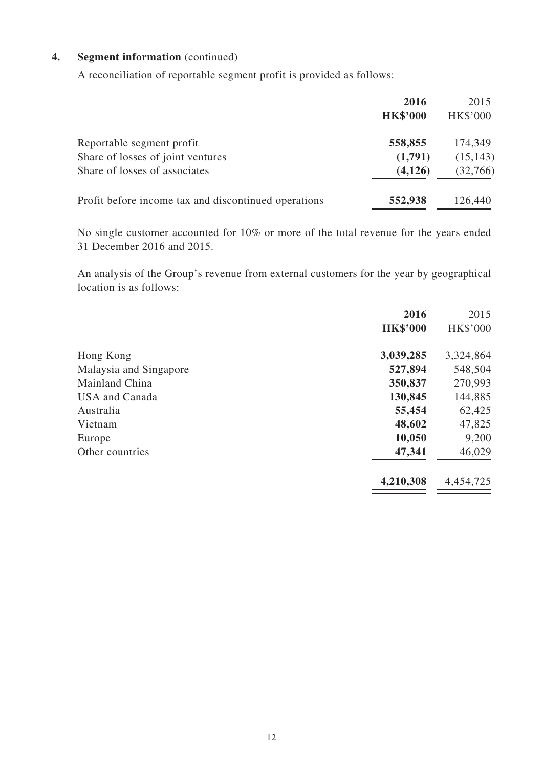## 4. Segment information (continued)

A reconciliation of reportable segment profit is provided as follows:

| | **2016** | 2015 |
|---|---|---|
| | **HK$'000** | HK$'000 |
| Reportable segment profit | **558,855** | 174,349 |
| Share of losses of joint ventures | **(1,791)** | (15,143) |
| Share of losses of associates | **(4,126)** | (32,766) |
| Profit before income tax and discontinued operations | **552,938** | 126,440 |

No single customer accounted for 10% or more of the total revenue for the years ended 31 December 2016 and 2015.

An analysis of the Group's revenue from external customers for the year by geographical location is as follows:

| | **2016** | 2015 |
|---|---|---|
| | **HK$'000** | HK$'000 |
| Hong Kong | **3,039,285** | 3,324,864 |
| Malaysia and Singapore | **527,894** | 548,504 |
| Mainland China | **350,837** | 270,993 |
| USA and Canada | **130,845** | 144,885 |
| Australia | **55,454** | 62,425 |
| Vietnam | **48,602** | 47,825 |
| Europe | **10,050** | 9,200 |
| Other countries | **47,341** | 46,029 |
| | **4,210,308** | 4,454,725 |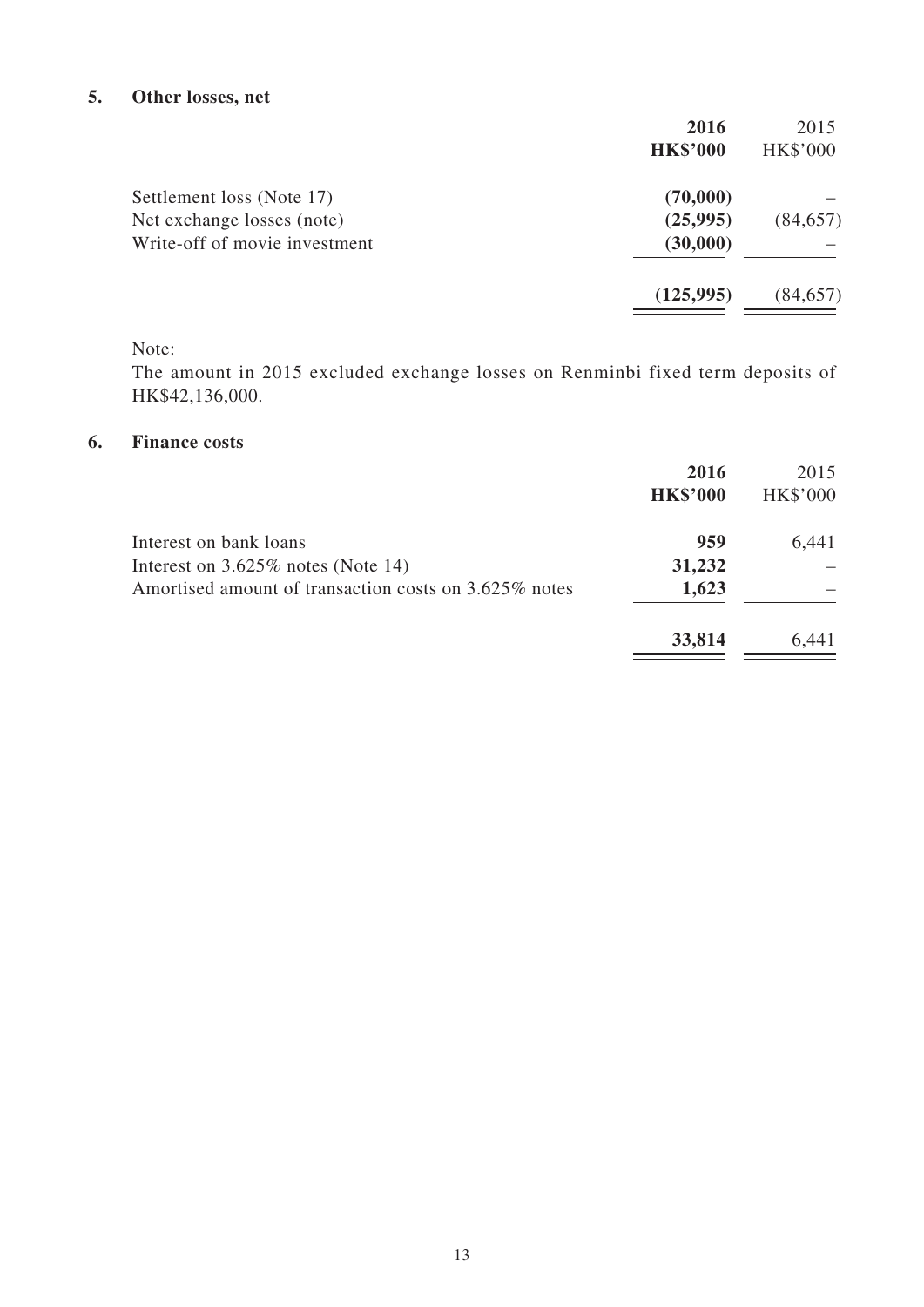## 5. Other losses, net

| | **2016** | 2015 |
|---|---|---|
| | **HK$'000** | HK$'000 |
| Settlement loss (Note 17) | **(70,000)** | – |
| Net exchange losses (note) | **(25,995)** | (84,657) |
| Write-off of movie investment | **(30,000)** | – |
| | **(125,995)** | (84,657) |

Note:
The amount in 2015 excluded exchange losses on Renminbi fixed term deposits of HK$42,136,000.

## 6. Finance costs

| | **2016** | 2015 |
|---|---|---|
| | **HK$'000** | HK$'000 |
| Interest on bank loans | **959** | 6,441 |
| Interest on 3.625% notes (Note 14) | **31,232** | – |
| Amortised amount of transaction costs on 3.625% notes | **1,623** | – |
| | **33,814** | 6,441 |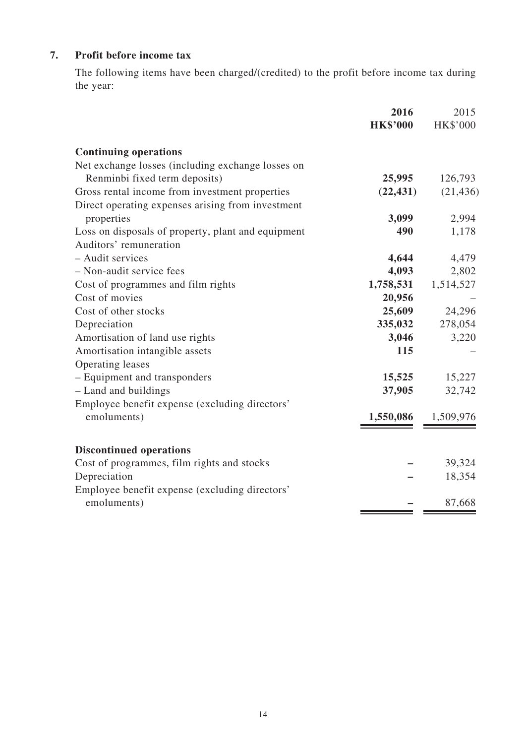## 7. Profit before income tax

The following items have been charged/(credited) to the profit before income tax during the year:

| | **2016** | 2015 |
|---|---|---|
| | **HK$'000** | HK$'000 |
| **Continuing operations** | | |
| Net exchange losses (including exchange losses on Renminbi fixed term deposits) | **25,995** | 126,793 |
| Gross rental income from investment properties | **(22,431)** | (21,436) |
| Direct operating expenses arising from investment properties | **3,099** | 2,994 |
| Loss on disposals of property, plant and equipment | **490** | 1,178 |
| Auditors' remuneration | | |
| – Audit services | **4,644** | 4,479 |
| – Non-audit service fees | **4,093** | 2,802 |
| Cost of programmes and film rights | **1,758,531** | 1,514,527 |
| Cost of movies | **20,956** | – |
| Cost of other stocks | **25,609** | 24,296 |
| Depreciation | **335,032** | 278,054 |
| Amortisation of land use rights | **3,046** | 3,220 |
| Amortisation intangible assets | **115** | – |
| Operating leases | | |
| – Equipment and transponders | **15,525** | 15,227 |
| – Land and buildings | **37,905** | 32,742 |
| Employee benefit expense (excluding directors' emoluments) | **1,550,086** | 1,509,976 |
| **Discontinued operations** | | |
| Cost of programmes, film rights and stocks | **–** | 39,324 |
| Depreciation | **–** | 18,354 |
| Employee benefit expense (excluding directors' emoluments) | **–** | 87,668 |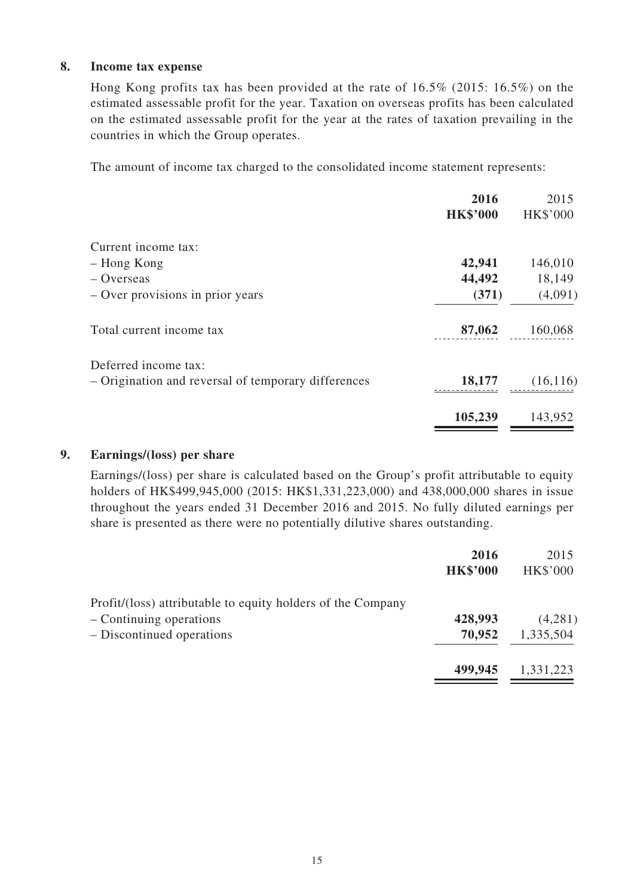## 8. Income tax expense

Hong Kong profits tax has been provided at the rate of 16.5% (2015: 16.5%) on the estimated assessable profit for the year. Taxation on overseas profits has been calculated on the estimated assessable profit for the year at the rates of taxation prevailing in the countries in which the Group operates.

The amount of income tax charged to the consolidated income statement represents:

| | **2016** | 2015 |
|---|---|---|
| | **HK$'000** | HK$'000 |
| Current income tax: | | |
| – Hong Kong | **42,941** | 146,010 |
| – Overseas | **44,492** | 18,149 |
| – Over provisions in prior years | **(371)** | (4,091) |
| Total current income tax | **87,062** | 160,068 |
| Deferred income tax: | | |
| – Origination and reversal of temporary differences | **18,177** | (16,116) |
| | **105,239** | 143,952 |

## 9. Earnings/(loss) per share

Earnings/(loss) per share is calculated based on the Group's profit attributable to equity holders of HK$499,945,000 (2015: HK$1,331,223,000) and 438,000,000 shares in issue throughout the years ended 31 December 2016 and 2015. No fully diluted earnings per share is presented as there were no potentially dilutive shares outstanding.

| | **2016** | 2015 |
|---|---|---|
| | **HK$'000** | HK$'000 |
| Profit/(loss) attributable to equity holders of the Company | | |
| – Continuing operations | **428,993** | (4,281) |
| – Discontinued operations | **70,952** | 1,335,504 |
| | **499,945** | 1,331,223 |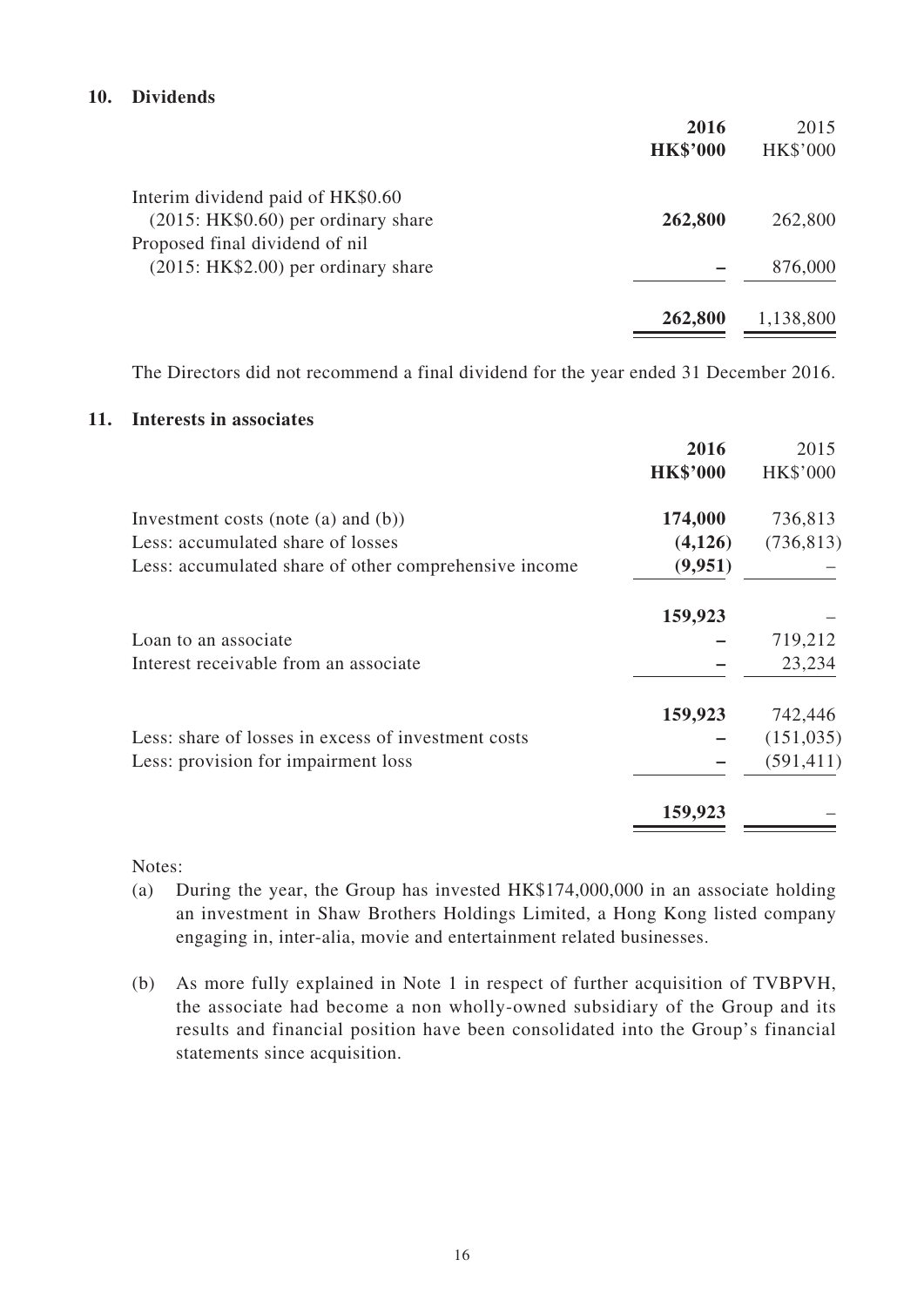## 10. Dividends

| | 2016 HK$'000 | 2015 HK$'000 |
|---|---|---|
| Interim dividend paid of HK$0.60 (2015: HK$0.60) per ordinary share | **262,800** | 262,800 |
| Proposed final dividend of nil (2015: HK$2.00) per ordinary share | **–** | 876,000 |
| | **262,800** | 1,138,800 |

The Directors did not recommend a final dividend for the year ended 31 December 2016.

## 11. Interests in associates

| | 2016 HK$'000 | 2015 HK$'000 |
|---|---|---|
| Investment costs (note (a) and (b)) | **174,000** | 736,813 |
| Less: accumulated share of losses | **(4,126)** | (736,813) |
| Less: accumulated share of other comprehensive income | **(9,951)** | – |
| | **159,923** | – |
| Loan to an associate | **–** | 719,212 |
| Interest receivable from an associate | **–** | 23,234 |
| | **159,923** | 742,446 |
| Less: share of losses in excess of investment costs | **–** | (151,035) |
| Less: provision for impairment loss | **–** | (591,411) |
| | **159,923** | – |

Notes:

(a) During the year, the Group has invested HK$174,000,000 in an associate holding an investment in Shaw Brothers Holdings Limited, a Hong Kong listed company engaging in, inter-alia, movie and entertainment related businesses.

(b) As more fully explained in Note 1 in respect of further acquisition of TVBPVH, the associate had become a non wholly-owned subsidiary of the Group and its results and financial position have been consolidated into the Group's financial statements since acquisition.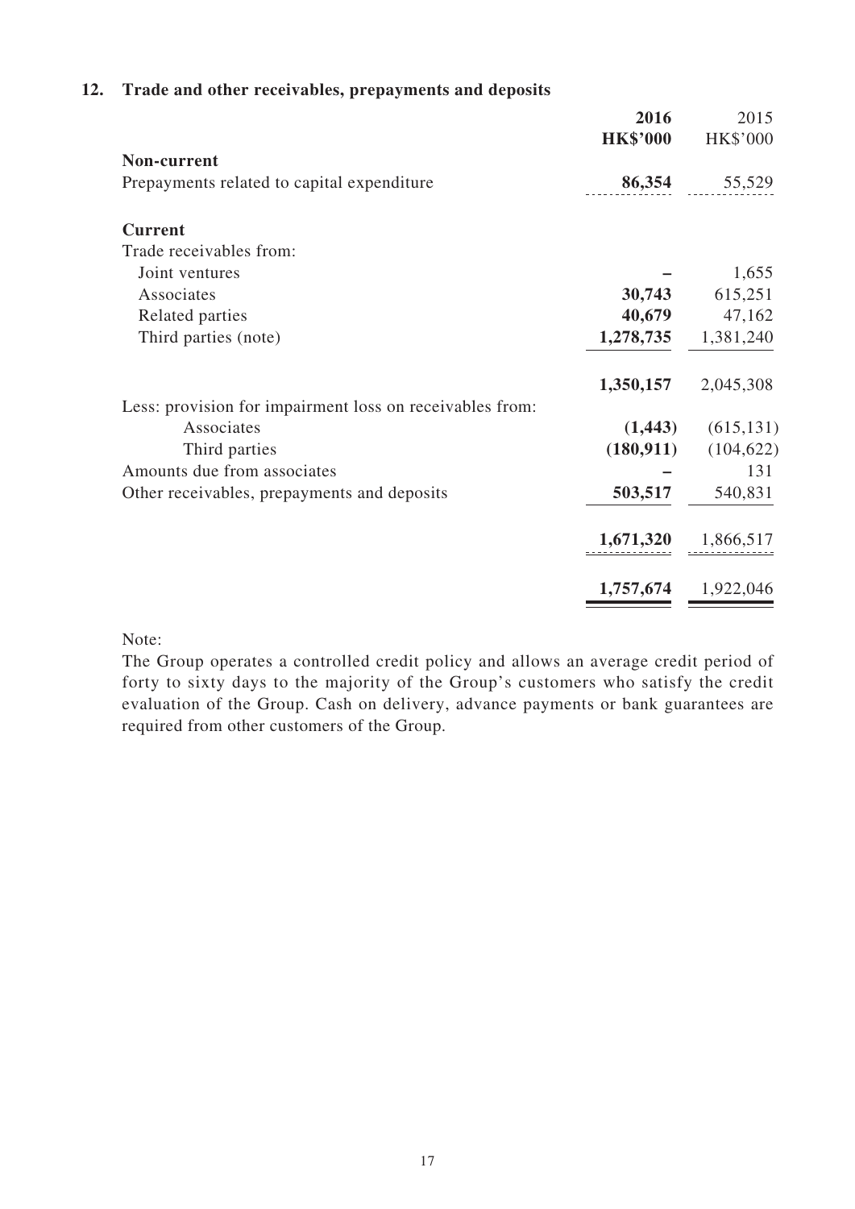## 12. Trade and other receivables, prepayments and deposits

| | 2016 | 2015 |
|---|---|---|
| | HK$'000 | HK$'000 |
| **Non-current** | | |
| Prepayments related to capital expenditure | **86,354** | 55,529 |
| **Current** | | |
| Trade receivables from: | | |
| Joint ventures | **–** | 1,655 |
| Associates | **30,743** | 615,251 |
| Related parties | **40,679** | 47,162 |
| Third parties (note) | **1,278,735** | 1,381,240 |
| | **1,350,157** | 2,045,308 |
| Less: provision for impairment loss on receivables from: | | |
| Associates | **(1,443)** | (615,131) |
| Third parties | **(180,911)** | (104,622) |
| Amounts due from associates | **–** | 131 |
| Other receivables, prepayments and deposits | **503,517** | 540,831 |
| | **1,671,320** | 1,866,517 |
| | **1,757,674** | 1,922,046 |

Note:

The Group operates a controlled credit policy and allows an average credit period of forty to sixty days to the majority of the Group's customers who satisfy the credit evaluation of the Group. Cash on delivery, advance payments or bank guarantees are required from other customers of the Group.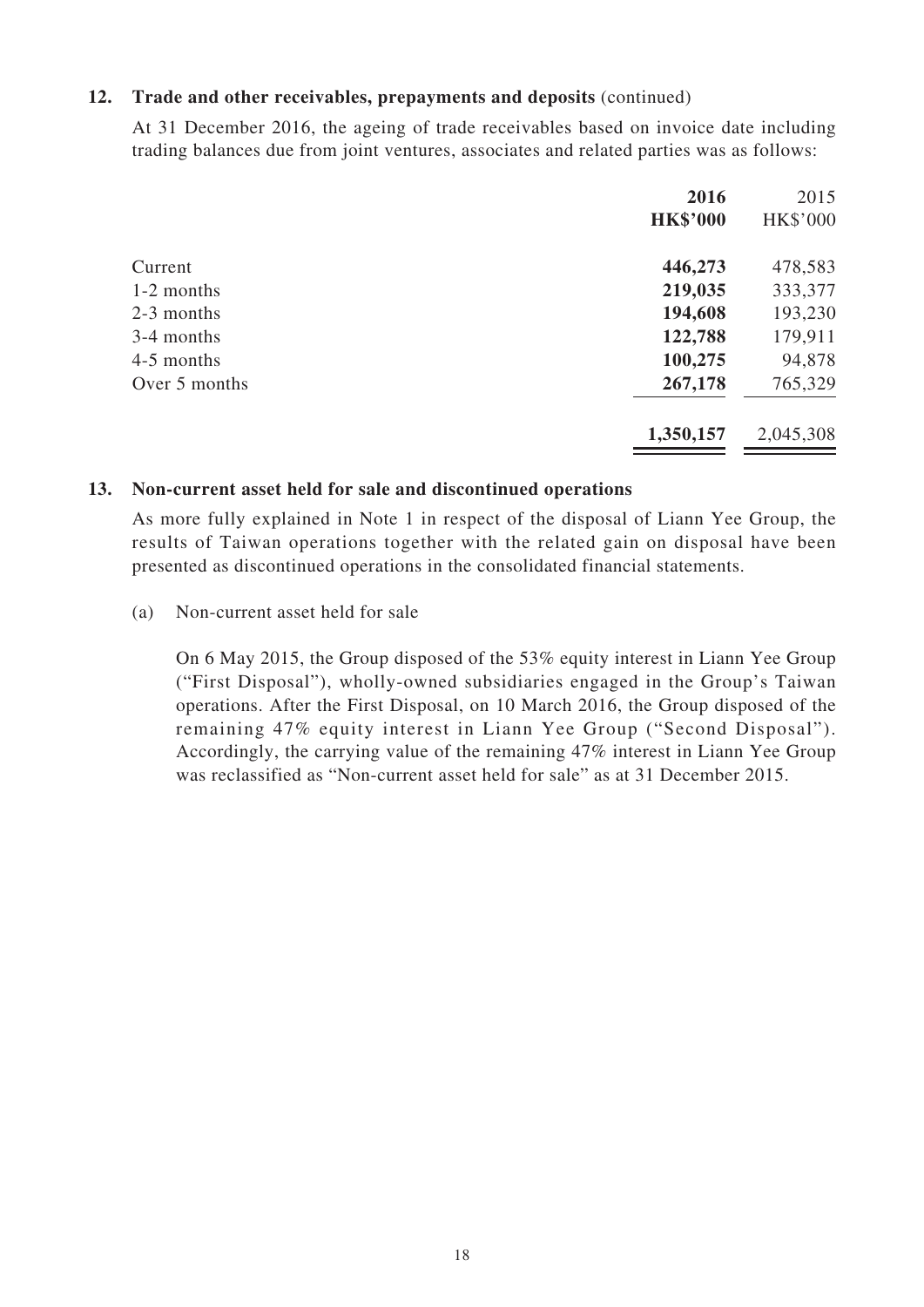## 12. Trade and other receivables, prepayments and deposits (continued)

At 31 December 2016, the ageing of trade receivables based on invoice date including trading balances due from joint ventures, associates and related parties was as follows:

| | **2016** | 2015 |
|---|---|---|
| | **HK$'000** | HK$'000 |
| Current | **446,273** | 478,583 |
| 1-2 months | **219,035** | 333,377 |
| 2-3 months | **194,608** | 193,230 |
| 3-4 months | **122,788** | 179,911 |
| 4-5 months | **100,275** | 94,878 |
| Over 5 months | **267,178** | 765,329 |
| | **1,350,157** | 2,045,308 |

## 13. Non-current asset held for sale and discontinued operations

As more fully explained in Note 1 in respect of the disposal of Liann Yee Group, the results of Taiwan operations together with the related gain on disposal have been presented as discontinued operations in the consolidated financial statements.

(a) Non-current asset held for sale

On 6 May 2015, the Group disposed of the 53% equity interest in Liann Yee Group ("First Disposal"), wholly-owned subsidiaries engaged in the Group's Taiwan operations. After the First Disposal, on 10 March 2016, the Group disposed of the remaining 47% equity interest in Liann Yee Group ("Second Disposal"). Accordingly, the carrying value of the remaining 47% interest in Liann Yee Group was reclassified as "Non-current asset held for sale" as at 31 December 2015.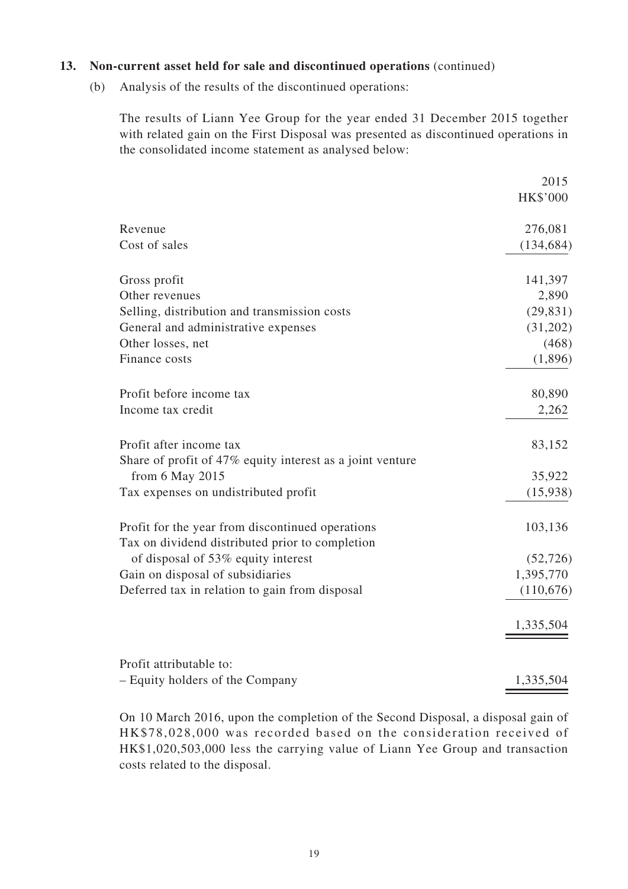### 13. Non-current asset held for sale and discontinued operations (continued)

(b) Analysis of the results of the discontinued operations:

The results of Liann Yee Group for the year ended 31 December 2015 together with related gain on the First Disposal was presented as discontinued operations in the consolidated income statement as analysed below:

| | 2015 |
|---|---|
| | HK$'000 |
| Revenue | 276,081 |
| Cost of sales | (134,684) |
| Gross profit | 141,397 |
| Other revenues | 2,890 |
| Selling, distribution and transmission costs | (29,831) |
| General and administrative expenses | (31,202) |
| Other losses, net | (468) |
| Finance costs | (1,896) |
| Profit before income tax | 80,890 |
| Income tax credit | 2,262 |
| Profit after income tax | 83,152 |
| Share of profit of 47% equity interest as a joint venture from 6 May 2015 | 35,922 |
| Tax expenses on undistributed profit | (15,938) |
| Profit for the year from discontinued operations | 103,136 |
| Tax on dividend distributed prior to completion of disposal of 53% equity interest | (52,726) |
| Gain on disposal of subsidiaries | 1,395,770 |
| Deferred tax in relation to gain from disposal | (110,676) |
| | 1,335,504 |
| Profit attributable to: | |
| – Equity holders of the Company | 1,335,504 |

On 10 March 2016, upon the completion of the Second Disposal, a disposal gain of HK$78,028,000 was recorded based on the consideration received of HK$1,020,503,000 less the carrying value of Liann Yee Group and transaction costs related to the disposal.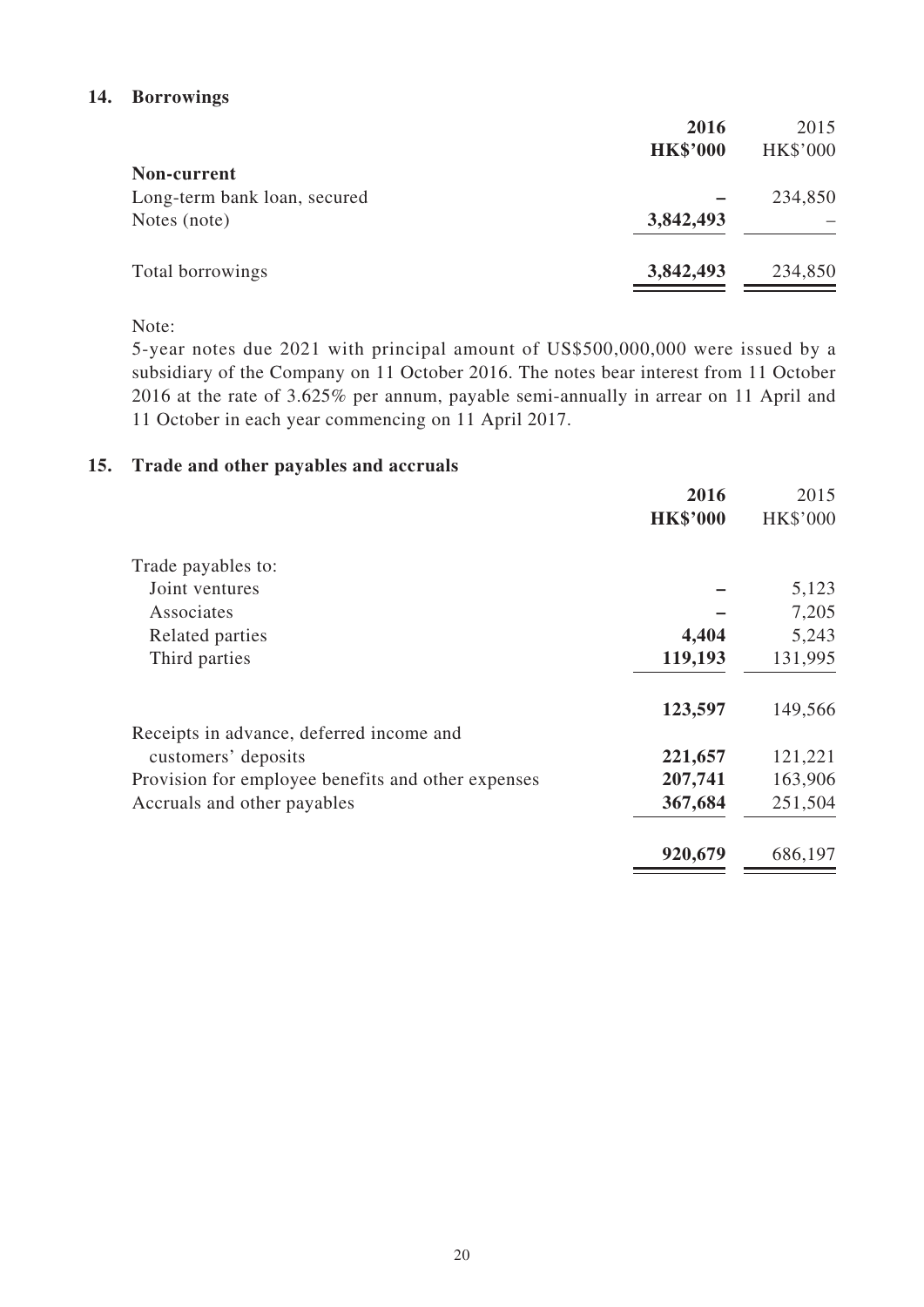## 14. Borrowings

| | **2016** | 2015 |
|---|---|---|
| | **HK$'000** | HK$'000 |
| **Non-current** | | |
| Long-term bank loan, secured | **–** | 234,850 |
| Notes (note) | **3,842,493** | – |
| Total borrowings | **3,842,493** | 234,850 |

Note:

5-year notes due 2021 with principal amount of US$500,000,000 were issued by a subsidiary of the Company on 11 October 2016. The notes bear interest from 11 October 2016 at the rate of 3.625% per annum, payable semi-annually in arrear on 11 April and 11 October in each year commencing on 11 April 2017.

## 15. Trade and other payables and accruals

| | **2016** | 2015 |
|---|---|---|
| | **HK$'000** | HK$'000 |
| Trade payables to: | | |
| Joint ventures | **–** | 5,123 |
| Associates | **–** | 7,205 |
| Related parties | **4,404** | 5,243 |
| Third parties | **119,193** | 131,995 |
| | **123,597** | 149,566 |
| Receipts in advance, deferred income and customers' deposits | **221,657** | 121,221 |
| Provision for employee benefits and other expenses | **207,741** | 163,906 |
| Accruals and other payables | **367,684** | 251,504 |
| | **920,679** | 686,197 |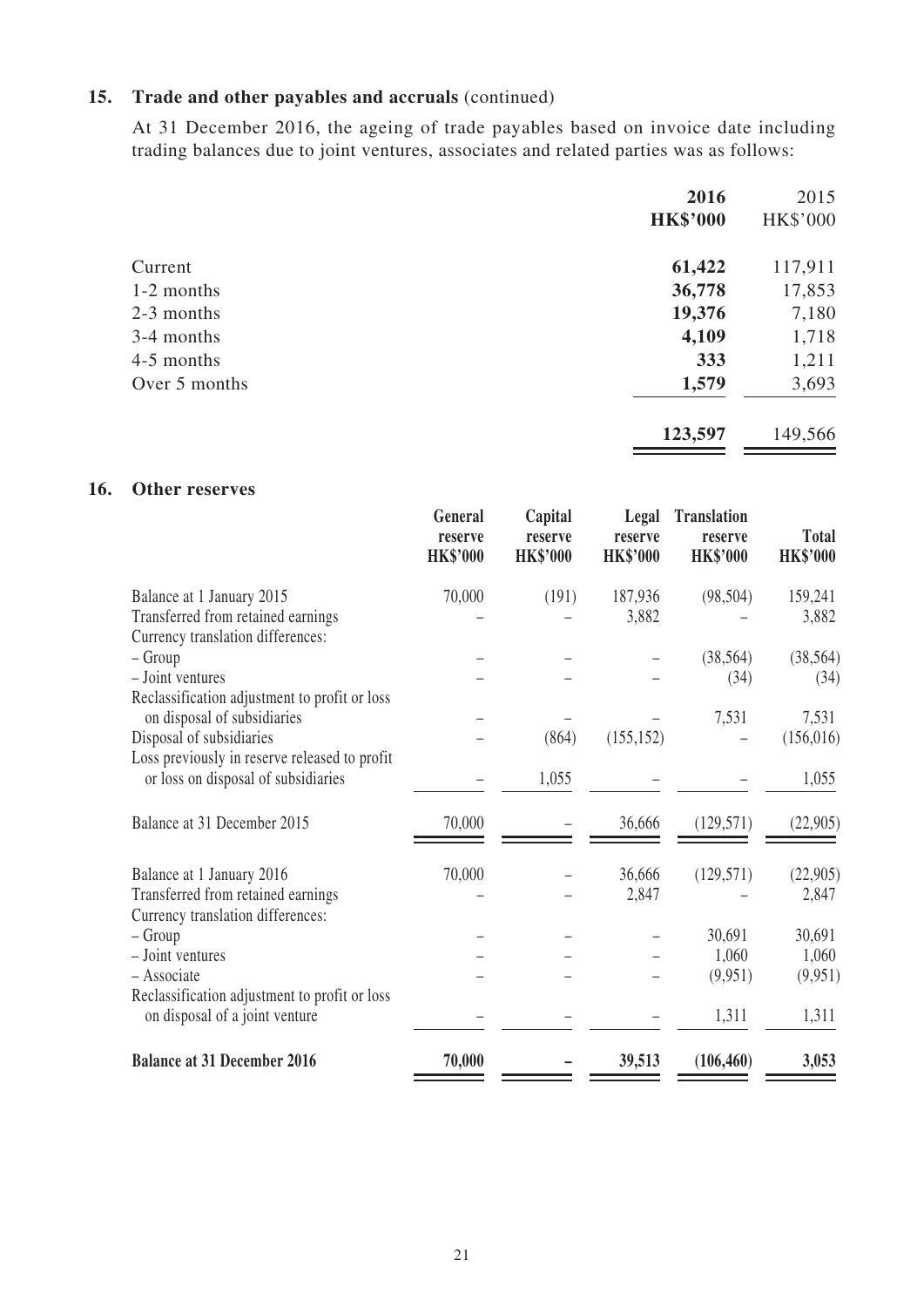## 15. Trade and other payables and accruals (continued)

At 31 December 2016, the ageing of trade payables based on invoice date including trading balances due to joint ventures, associates and related parties was as follows:

| | 2016<br>HK$'000 | 2015<br>HK$'000 |
|---|---|---|
| Current | **61,422** | 117,911 |
| 1-2 months | **36,778** | 17,853 |
| 2-3 months | **19,376** | 7,180 |
| 3-4 months | **4,109** | 1,718 |
| 4-5 months | **333** | 1,211 |
| Over 5 months | **1,579** | 3,693 |
| | **123,597** | 149,566 |

## 16. Other reserves

| | General reserve<br>HK$'000 | Capital reserve<br>HK$'000 | Legal reserve<br>HK$'000 | Translation reserve<br>HK$'000 | Total<br>HK$'000 |
|---|---|---|---|---|---|
| Balance at 1 January 2015 | 70,000 | (191) | 187,936 | (98,504) | 159,241 |
| Transferred from retained earnings | – | – | 3,882 | – | 3,882 |
| Currency translation differences: | | | | | |
| – Group | – | – | – | (38,564) | (38,564) |
| – Joint ventures | – | – | – | (34) | (34) |
| Reclassification adjustment to profit or loss on disposal of subsidiaries | – | – | – | 7,531 | 7,531 |
| Disposal of subsidiaries | – | (864) | (155,152) | – | (156,016) |
| Loss previously in reserve released to profit or loss on disposal of subsidiaries | – | 1,055 | – | – | 1,055 |
| Balance at 31 December 2015 | 70,000 | – | 36,666 | (129,571) | (22,905) |
| Balance at 1 January 2016 | 70,000 | – | 36,666 | (129,571) | (22,905) |
| Transferred from retained earnings | – | – | 2,847 | – | 2,847 |
| Currency translation differences: | | | | | |
| – Group | – | – | – | 30,691 | 30,691 |
| – Joint ventures | – | – | – | 1,060 | 1,060 |
| – Associate | – | – | – | (9,951) | (9,951) |
| Reclassification adjustment to profit or loss on disposal of a joint venture | – | – | – | 1,311 | 1,311 |
| **Balance at 31 December 2016** | **70,000** | **–** | **39,513** | **(106,460)** | **3,053** |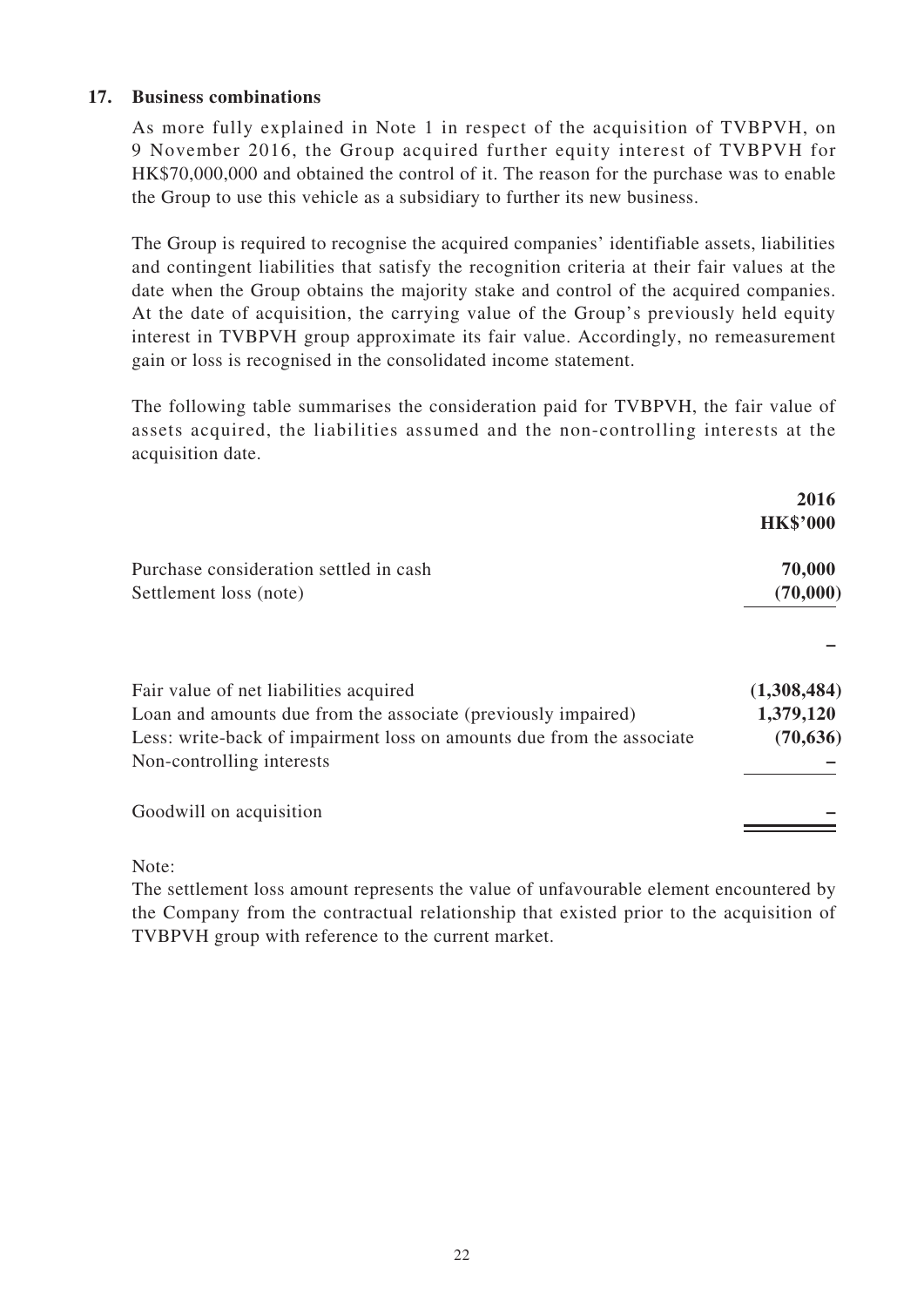## 17. Business combinations

As more fully explained in Note 1 in respect of the acquisition of TVBPVH, on 9 November 2016, the Group acquired further equity interest of TVBPVH for HK$70,000,000 and obtained the control of it. The reason for the purchase was to enable the Group to use this vehicle as a subsidiary to further its new business.

The Group is required to recognise the acquired companies' identifiable assets, liabilities and contingent liabilities that satisfy the recognition criteria at their fair values at the date when the Group obtains the majority stake and control of the acquired companies. At the date of acquisition, the carrying value of the Group's previously held equity interest in TVBPVH group approximate its fair value. Accordingly, no remeasurement gain or loss is recognised in the consolidated income statement.

The following table summarises the consideration paid for TVBPVH, the fair value of assets acquired, the liabilities assumed and the non-controlling interests at the acquisition date.

| | **2016** |
|---|---|
| | **HK$'000** |
| Purchase consideration settled in cash | **70,000** |
| Settlement loss (note) | **(70,000)** |
| | **–** |
| Fair value of net liabilities acquired | **(1,308,484)** |
| Loan and amounts due from the associate (previously impaired) | **1,379,120** |
| Less: write-back of impairment loss on amounts due from the associate | **(70,636)** |
| Non-controlling interests | **–** |
| Goodwill on acquisition | **–** |

Note:
The settlement loss amount represents the value of unfavourable element encountered by the Company from the contractual relationship that existed prior to the acquisition of TVBPVH group with reference to the current market.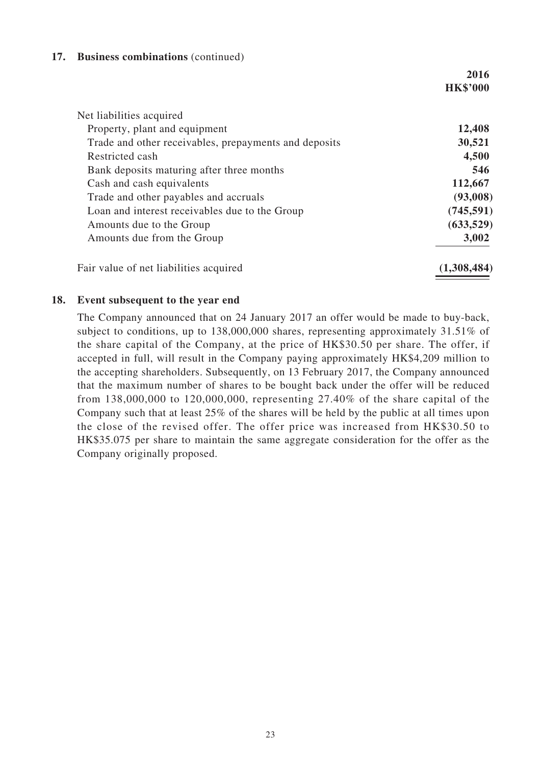**17. Business combinations** (continued)

| | 2016 HK$'000 |
|---|---|
| Net liabilities acquired | |
| Property, plant and equipment | **12,408** |
| Trade and other receivables, prepayments and deposits | **30,521** |
| Restricted cash | **4,500** |
| Bank deposits maturing after three months | **546** |
| Cash and cash equivalents | **112,667** |
| Trade and other payables and accruals | **(93,008)** |
| Loan and interest receivables due to the Group | **(745,591)** |
| Amounts due to the Group | **(633,529)** |
| Amounts due from the Group | **3,002** |
| Fair value of net liabilities acquired | **(1,308,484)** |

**18. Event subsequent to the year end**

The Company announced that on 24 January 2017 an offer would be made to buy-back, subject to conditions, up to 138,000,000 shares, representing approximately 31.51% of the share capital of the Company, at the price of HK$30.50 per share. The offer, if accepted in full, will result in the Company paying approximately HK$4,209 million to the accepting shareholders. Subsequently, on 13 February 2017, the Company announced that the maximum number of shares to be bought back under the offer will be reduced from 138,000,000 to 120,000,000, representing 27.40% of the share capital of the Company such that at least 25% of the shares will be held by the public at all times upon the close of the revised offer. The offer price was increased from HK$30.50 to HK$35.075 per share to maintain the same aggregate consideration for the offer as the Company originally proposed.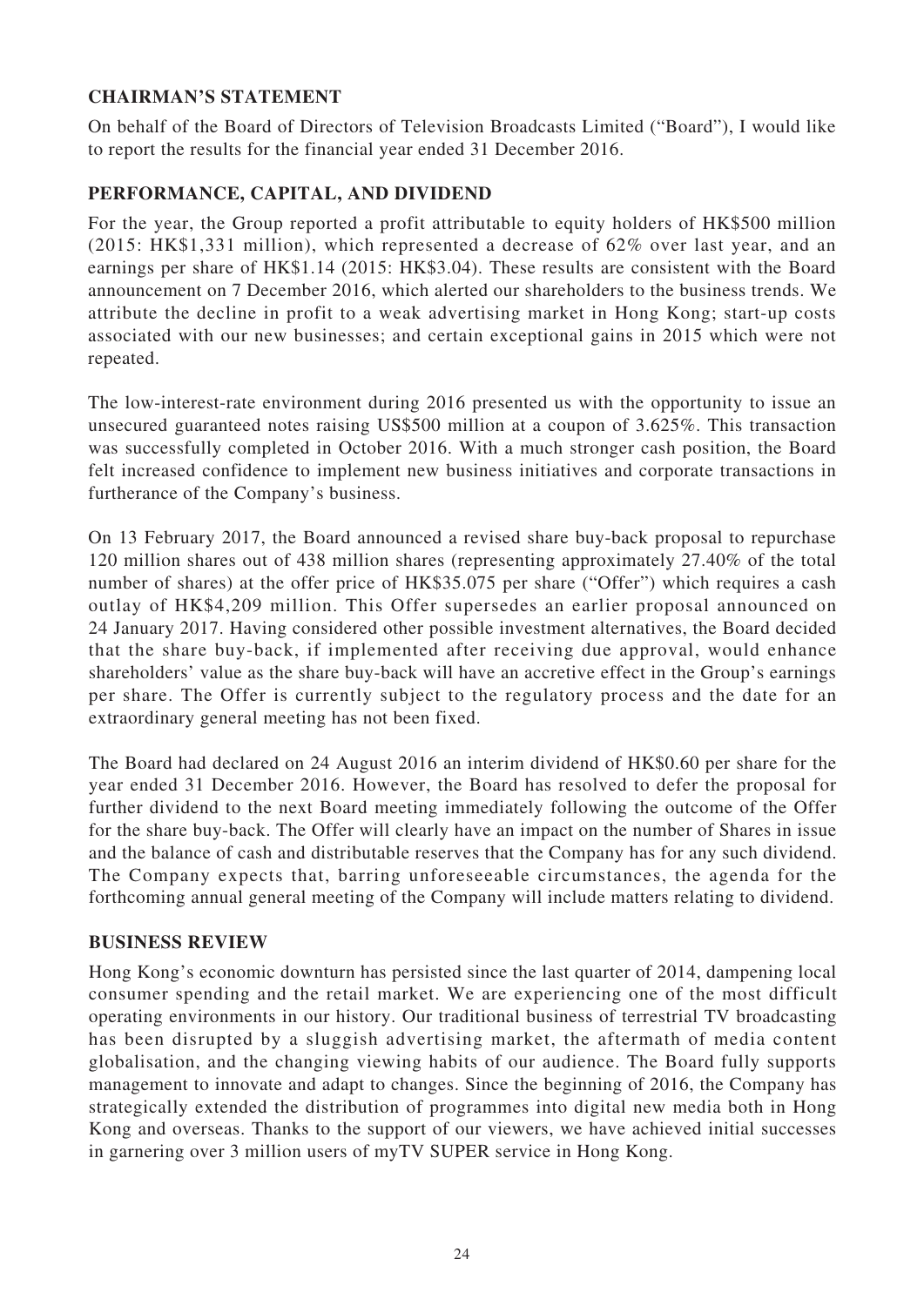## CHAIRMAN'S STATEMENT

On behalf of the Board of Directors of Television Broadcasts Limited ("Board"), I would like to report the results for the financial year ended 31 December 2016.

## PERFORMANCE, CAPITAL, AND DIVIDEND

For the year, the Group reported a profit attributable to equity holders of HK$500 million (2015: HK$1,331 million), which represented a decrease of 62% over last year, and an earnings per share of HK$1.14 (2015: HK$3.04). These results are consistent with the Board announcement on 7 December 2016, which alerted our shareholders to the business trends. We attribute the decline in profit to a weak advertising market in Hong Kong; start-up costs associated with our new businesses; and certain exceptional gains in 2015 which were not repeated.

The low-interest-rate environment during 2016 presented us with the opportunity to issue an unsecured guaranteed notes raising US$500 million at a coupon of 3.625%. This transaction was successfully completed in October 2016. With a much stronger cash position, the Board felt increased confidence to implement new business initiatives and corporate transactions in furtherance of the Company's business.

On 13 February 2017, the Board announced a revised share buy-back proposal to repurchase 120 million shares out of 438 million shares (representing approximately 27.40% of the total number of shares) at the offer price of HK$35.075 per share ("Offer") which requires a cash outlay of HK$4,209 million. This Offer supersedes an earlier proposal announced on 24 January 2017. Having considered other possible investment alternatives, the Board decided that the share buy-back, if implemented after receiving due approval, would enhance shareholders' value as the share buy-back will have an accretive effect in the Group's earnings per share. The Offer is currently subject to the regulatory process and the date for an extraordinary general meeting has not been fixed.

The Board had declared on 24 August 2016 an interim dividend of HK$0.60 per share for the year ended 31 December 2016. However, the Board has resolved to defer the proposal for further dividend to the next Board meeting immediately following the outcome of the Offer for the share buy-back. The Offer will clearly have an impact on the number of Shares in issue and the balance of cash and distributable reserves that the Company has for any such dividend. The Company expects that, barring unforeseeable circumstances, the agenda for the forthcoming annual general meeting of the Company will include matters relating to dividend.

## BUSINESS REVIEW

Hong Kong's economic downturn has persisted since the last quarter of 2014, dampening local consumer spending and the retail market. We are experiencing one of the most difficult operating environments in our history. Our traditional business of terrestrial TV broadcasting has been disrupted by a sluggish advertising market, the aftermath of media content globalisation, and the changing viewing habits of our audience. The Board fully supports management to innovate and adapt to changes. Since the beginning of 2016, the Company has strategically extended the distribution of programmes into digital new media both in Hong Kong and overseas. Thanks to the support of our viewers, we have achieved initial successes in garnering over 3 million users of myTV SUPER service in Hong Kong.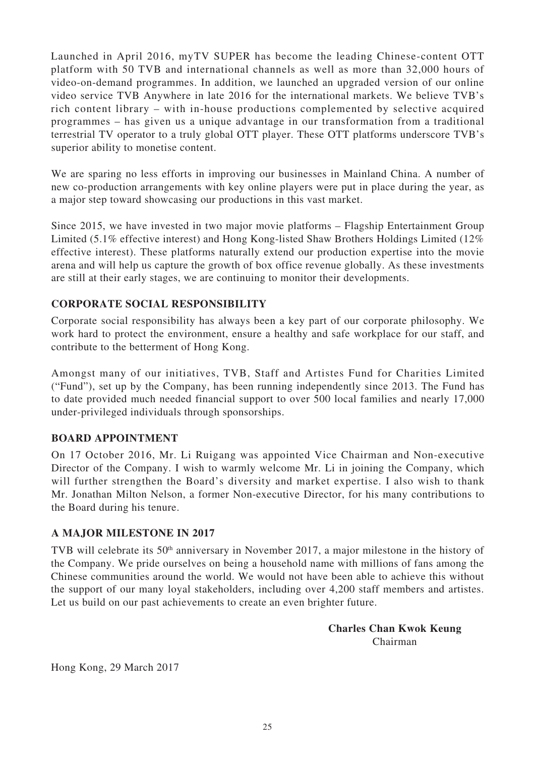Launched in April 2016, myTV SUPER has become the leading Chinese-content OTT platform with 50 TVB and international channels as well as more than 32,000 hours of video-on-demand programmes. In addition, we launched an upgraded version of our online video service TVB Anywhere in late 2016 for the international markets. We believe TVB's rich content library – with in-house productions complemented by selective acquired programmes – has given us a unique advantage in our transformation from a traditional terrestrial TV operator to a truly global OTT player. These OTT platforms underscore TVB's superior ability to monetise content.

We are sparing no less efforts in improving our businesses in Mainland China. A number of new co-production arrangements with key online players were put in place during the year, as a major step toward showcasing our productions in this vast market.

Since 2015, we have invested in two major movie platforms – Flagship Entertainment Group Limited (5.1% effective interest) and Hong Kong-listed Shaw Brothers Holdings Limited (12% effective interest). These platforms naturally extend our production expertise into the movie arena and will help us capture the growth of box office revenue globally. As these investments are still at their early stages, we are continuing to monitor their developments.

## CORPORATE SOCIAL RESPONSIBILITY

Corporate social responsibility has always been a key part of our corporate philosophy. We work hard to protect the environment, ensure a healthy and safe workplace for our staff, and contribute to the betterment of Hong Kong.

Amongst many of our initiatives, TVB, Staff and Artistes Fund for Charities Limited ("Fund"), set up by the Company, has been running independently since 2013. The Fund has to date provided much needed financial support to over 500 local families and nearly 17,000 under-privileged individuals through sponsorships.

## BOARD APPOINTMENT

On 17 October 2016, Mr. Li Ruigang was appointed Vice Chairman and Non-executive Director of the Company. I wish to warmly welcome Mr. Li in joining the Company, which will further strengthen the Board's diversity and market expertise. I also wish to thank Mr. Jonathan Milton Nelson, a former Non-executive Director, for his many contributions to the Board during his tenure.

## A MAJOR MILESTONE IN 2017

TVB will celebrate its 50th anniversary in November 2017, a major milestone in the history of the Company. We pride ourselves on being a household name with millions of fans among the Chinese communities around the world. We would not have been able to achieve this without the support of our many loyal stakeholders, including over 4,200 staff members and artistes. Let us build on our past achievements to create an even brighter future.

**Charles Chan Kwok Keung**
Chairman

Hong Kong, 29 March 2017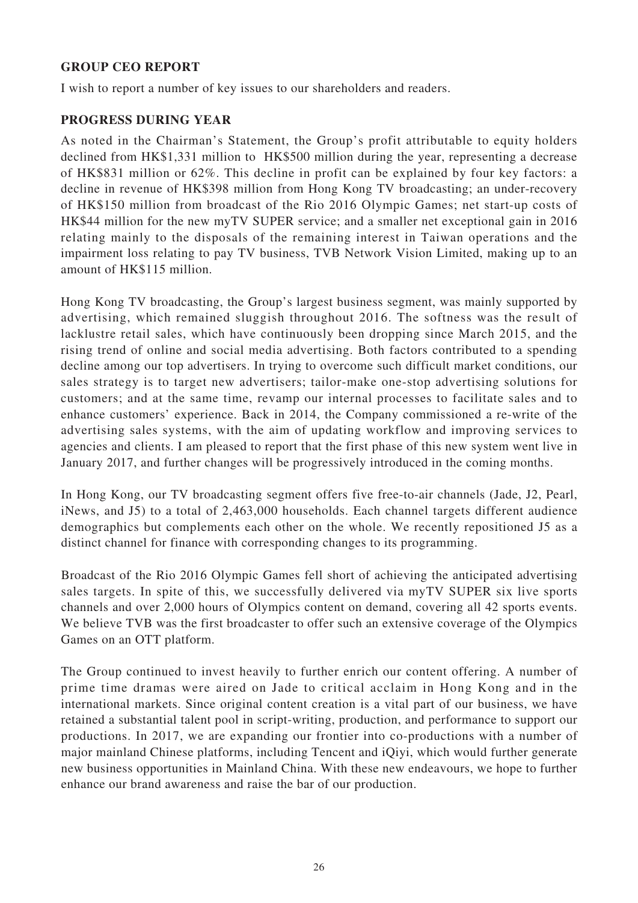## GROUP CEO REPORT

I wish to report a number of key issues to our shareholders and readers.

## PROGRESS DURING YEAR

As noted in the Chairman's Statement, the Group's profit attributable to equity holders declined from HK$1,331 million to HK$500 million during the year, representing a decrease of HK$831 million or 62%. This decline in profit can be explained by four key factors: a decline in revenue of HK$398 million from Hong Kong TV broadcasting; an under-recovery of HK$150 million from broadcast of the Rio 2016 Olympic Games; net start-up costs of HK$44 million for the new myTV SUPER service; and a smaller net exceptional gain in 2016 relating mainly to the disposals of the remaining interest in Taiwan operations and the impairment loss relating to pay TV business, TVB Network Vision Limited, making up to an amount of HK$115 million.

Hong Kong TV broadcasting, the Group's largest business segment, was mainly supported by advertising, which remained sluggish throughout 2016. The softness was the result of lacklustre retail sales, which have continuously been dropping since March 2015, and the rising trend of online and social media advertising. Both factors contributed to a spending decline among our top advertisers. In trying to overcome such difficult market conditions, our sales strategy is to target new advertisers; tailor-make one-stop advertising solutions for customers; and at the same time, revamp our internal processes to facilitate sales and to enhance customers' experience. Back in 2014, the Company commissioned a re-write of the advertising sales systems, with the aim of updating workflow and improving services to agencies and clients. I am pleased to report that the first phase of this new system went live in January 2017, and further changes will be progressively introduced in the coming months.

In Hong Kong, our TV broadcasting segment offers five free-to-air channels (Jade, J2, Pearl, iNews, and J5) to a total of 2,463,000 households. Each channel targets different audience demographics but complements each other on the whole. We recently repositioned J5 as a distinct channel for finance with corresponding changes to its programming.

Broadcast of the Rio 2016 Olympic Games fell short of achieving the anticipated advertising sales targets. In spite of this, we successfully delivered via myTV SUPER six live sports channels and over 2,000 hours of Olympics content on demand, covering all 42 sports events. We believe TVB was the first broadcaster to offer such an extensive coverage of the Olympics Games on an OTT platform.

The Group continued to invest heavily to further enrich our content offering. A number of prime time dramas were aired on Jade to critical acclaim in Hong Kong and in the international markets. Since original content creation is a vital part of our business, we have retained a substantial talent pool in script-writing, production, and performance to support our productions. In 2017, we are expanding our frontier into co-productions with a number of major mainland Chinese platforms, including Tencent and iQiyi, which would further generate new business opportunities in Mainland China. With these new endeavours, we hope to further enhance our brand awareness and raise the bar of our production.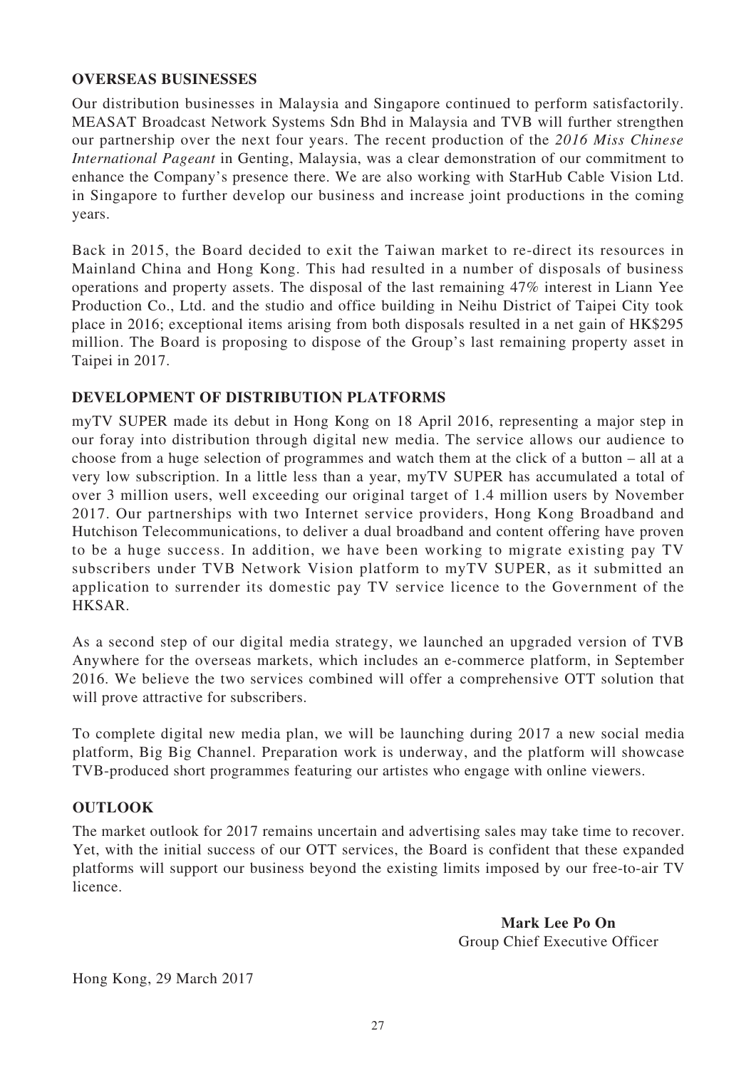## OVERSEAS BUSINESSES

Our distribution businesses in Malaysia and Singapore continued to perform satisfactorily. MEASAT Broadcast Network Systems Sdn Bhd in Malaysia and TVB will further strengthen our partnership over the next four years. The recent production of the *2016 Miss Chinese International Pageant* in Genting, Malaysia, was a clear demonstration of our commitment to enhance the Company's presence there. We are also working with StarHub Cable Vision Ltd. in Singapore to further develop our business and increase joint productions in the coming years.

Back in 2015, the Board decided to exit the Taiwan market to re-direct its resources in Mainland China and Hong Kong. This had resulted in a number of disposals of business operations and property assets. The disposal of the last remaining 47% interest in Liann Yee Production Co., Ltd. and the studio and office building in Neihu District of Taipei City took place in 2016; exceptional items arising from both disposals resulted in a net gain of HK$295 million. The Board is proposing to dispose of the Group's last remaining property asset in Taipei in 2017.

## DEVELOPMENT OF DISTRIBUTION PLATFORMS

myTV SUPER made its debut in Hong Kong on 18 April 2016, representing a major step in our foray into distribution through digital new media. The service allows our audience to choose from a huge selection of programmes and watch them at the click of a button – all at a very low subscription. In a little less than a year, myTV SUPER has accumulated a total of over 3 million users, well exceeding our original target of 1.4 million users by November 2017. Our partnerships with two Internet service providers, Hong Kong Broadband and Hutchison Telecommunications, to deliver a dual broadband and content offering have proven to be a huge success. In addition, we have been working to migrate existing pay TV subscribers under TVB Network Vision platform to myTV SUPER, as it submitted an application to surrender its domestic pay TV service licence to the Government of the HKSAR.

As a second step of our digital media strategy, we launched an upgraded version of TVB Anywhere for the overseas markets, which includes an e-commerce platform, in September 2016. We believe the two services combined will offer a comprehensive OTT solution that will prove attractive for subscribers.

To complete digital new media plan, we will be launching during 2017 a new social media platform, Big Big Channel. Preparation work is underway, and the platform will showcase TVB-produced short programmes featuring our artistes who engage with online viewers.

## OUTLOOK

The market outlook for 2017 remains uncertain and advertising sales may take time to recover. Yet, with the initial success of our OTT services, the Board is confident that these expanded platforms will support our business beyond the existing limits imposed by our free-to-air TV licence.

**Mark Lee Po On**
Group Chief Executive Officer

Hong Kong, 29 March 2017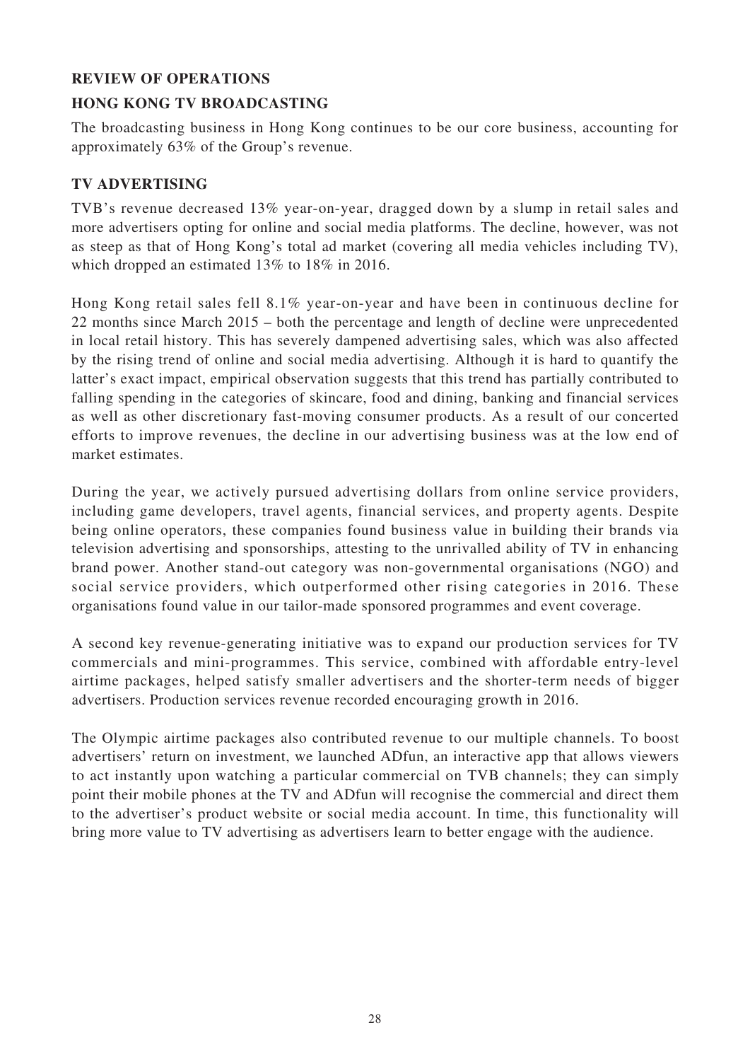## REVIEW OF OPERATIONS

## HONG KONG TV BROADCASTING

The broadcasting business in Hong Kong continues to be our core business, accounting for approximately 63% of the Group's revenue.

### TV ADVERTISING

TVB's revenue decreased 13% year-on-year, dragged down by a slump in retail sales and more advertisers opting for online and social media platforms. The decline, however, was not as steep as that of Hong Kong's total ad market (covering all media vehicles including TV), which dropped an estimated 13% to 18% in 2016.

Hong Kong retail sales fell 8.1% year-on-year and have been in continuous decline for 22 months since March 2015 – both the percentage and length of decline were unprecedented in local retail history. This has severely dampened advertising sales, which was also affected by the rising trend of online and social media advertising. Although it is hard to quantify the latter's exact impact, empirical observation suggests that this trend has partially contributed to falling spending in the categories of skincare, food and dining, banking and financial services as well as other discretionary fast-moving consumer products. As a result of our concerted efforts to improve revenues, the decline in our advertising business was at the low end of market estimates.

During the year, we actively pursued advertising dollars from online service providers, including game developers, travel agents, financial services, and property agents. Despite being online operators, these companies found business value in building their brands via television advertising and sponsorships, attesting to the unrivalled ability of TV in enhancing brand power. Another stand-out category was non-governmental organisations (NGO) and social service providers, which outperformed other rising categories in 2016. These organisations found value in our tailor-made sponsored programmes and event coverage.

A second key revenue-generating initiative was to expand our production services for TV commercials and mini-programmes. This service, combined with affordable entry-level airtime packages, helped satisfy smaller advertisers and the shorter-term needs of bigger advertisers. Production services revenue recorded encouraging growth in 2016.

The Olympic airtime packages also contributed revenue to our multiple channels. To boost advertisers' return on investment, we launched ADfun, an interactive app that allows viewers to act instantly upon watching a particular commercial on TVB channels; they can simply point their mobile phones at the TV and ADfun will recognise the commercial and direct them to the advertiser's product website or social media account. In time, this functionality will bring more value to TV advertising as advertisers learn to better engage with the audience.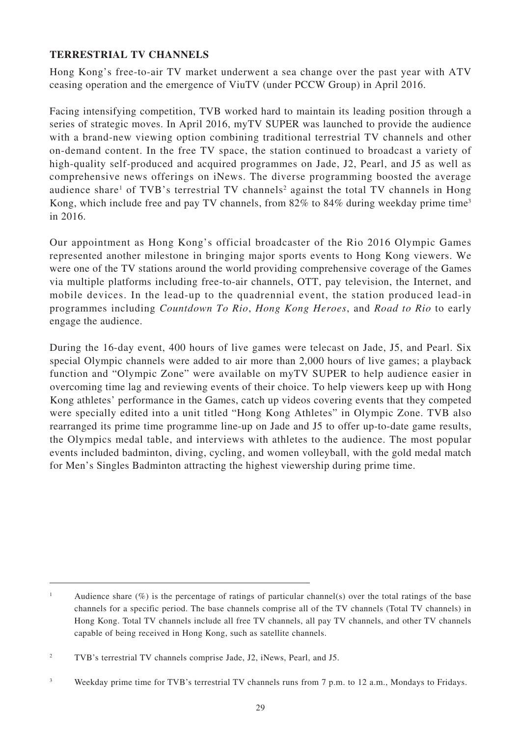## TERRESTRIAL TV CHANNELS

Hong Kong's free-to-air TV market underwent a sea change over the past year with ATV ceasing operation and the emergence of ViuTV (under PCCW Group) in April 2016.

Facing intensifying competition, TVB worked hard to maintain its leading position through a series of strategic moves. In April 2016, myTV SUPER was launched to provide the audience with a brand-new viewing option combining traditional terrestrial TV channels and other on-demand content. In the free TV space, the station continued to broadcast a variety of high-quality self-produced and acquired programmes on Jade, J2, Pearl, and J5 as well as comprehensive news offerings on iNews. The diverse programming boosted the average audience share[1] of TVB's terrestrial TV channels[2] against the total TV channels in Hong Kong, which include free and pay TV channels, from 82% to 84% during weekday prime time[3] in 2016.

Our appointment as Hong Kong's official broadcaster of the Rio 2016 Olympic Games represented another milestone in bringing major sports events to Hong Kong viewers. We were one of the TV stations around the world providing comprehensive coverage of the Games via multiple platforms including free-to-air channels, OTT, pay television, the Internet, and mobile devices. In the lead-up to the quadrennial event, the station produced lead-in programmes including *Countdown To Rio*, *Hong Kong Heroes*, and *Road to Rio* to early engage the audience.

During the 16-day event, 400 hours of live games were telecast on Jade, J5, and Pearl. Six special Olympic channels were added to air more than 2,000 hours of live games; a playback function and "Olympic Zone" were available on myTV SUPER to help audience easier in overcoming time lag and reviewing events of their choice. To help viewers keep up with Hong Kong athletes' performance in the Games, catch up videos covering events that they competed were specially edited into a unit titled "Hong Kong Athletes" in Olympic Zone. TVB also rearranged its prime time programme line-up on Jade and J5 to offer up-to-date game results, the Olympics medal table, and interviews with athletes to the audience. The most popular events included badminton, diving, cycling, and women volleyball, with the gold medal match for Men's Singles Badminton attracting the highest viewership during prime time.

---

[1] Audience share (%) is the percentage of ratings of particular channel(s) over the total ratings of the base channels for a specific period. The base channels comprise all of the TV channels (Total TV channels) in Hong Kong. Total TV channels include all free TV channels, all pay TV channels, and other TV channels capable of being received in Hong Kong, such as satellite channels.

[2] TVB's terrestrial TV channels comprise Jade, J2, iNews, Pearl, and J5.

[3] Weekday prime time for TVB's terrestrial TV channels runs from 7 p.m. to 12 a.m., Mondays to Fridays.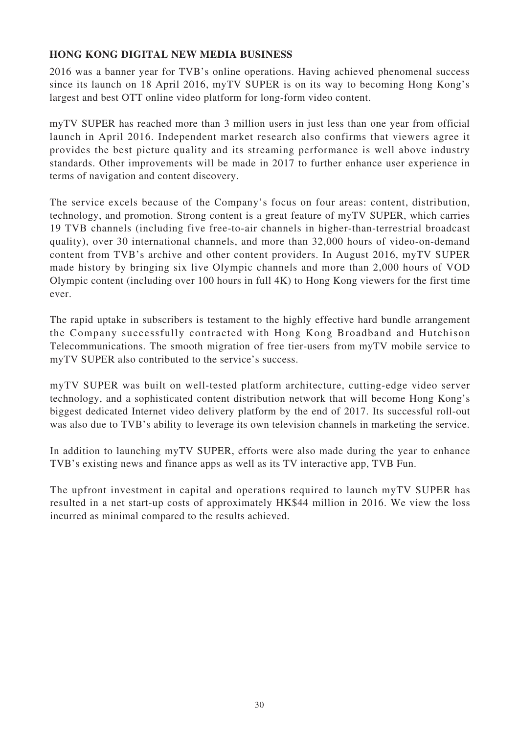## HONG KONG DIGITAL NEW MEDIA BUSINESS

2016 was a banner year for TVB's online operations. Having achieved phenomenal success since its launch on 18 April 2016, myTV SUPER is on its way to becoming Hong Kong's largest and best OTT online video platform for long-form video content.

myTV SUPER has reached more than 3 million users in just less than one year from official launch in April 2016. Independent market research also confirms that viewers agree it provides the best picture quality and its streaming performance is well above industry standards. Other improvements will be made in 2017 to further enhance user experience in terms of navigation and content discovery.

The service excels because of the Company's focus on four areas: content, distribution, technology, and promotion. Strong content is a great feature of myTV SUPER, which carries 19 TVB channels (including five free-to-air channels in higher-than-terrestrial broadcast quality), over 30 international channels, and more than 32,000 hours of video-on-demand content from TVB's archive and other content providers. In August 2016, myTV SUPER made history by bringing six live Olympic channels and more than 2,000 hours of VOD Olympic content (including over 100 hours in full 4K) to Hong Kong viewers for the first time ever.

The rapid uptake in subscribers is testament to the highly effective hard bundle arrangement the Company successfully contracted with Hong Kong Broadband and Hutchison Telecommunications. The smooth migration of free tier-users from myTV mobile service to myTV SUPER also contributed to the service's success.

myTV SUPER was built on well-tested platform architecture, cutting-edge video server technology, and a sophisticated content distribution network that will become Hong Kong's biggest dedicated Internet video delivery platform by the end of 2017. Its successful roll-out was also due to TVB's ability to leverage its own television channels in marketing the service.

In addition to launching myTV SUPER, efforts were also made during the year to enhance TVB's existing news and finance apps as well as its TV interactive app, TVB Fun.

The upfront investment in capital and operations required to launch myTV SUPER has resulted in a net start-up costs of approximately HK$44 million in 2016. We view the loss incurred as minimal compared to the results achieved.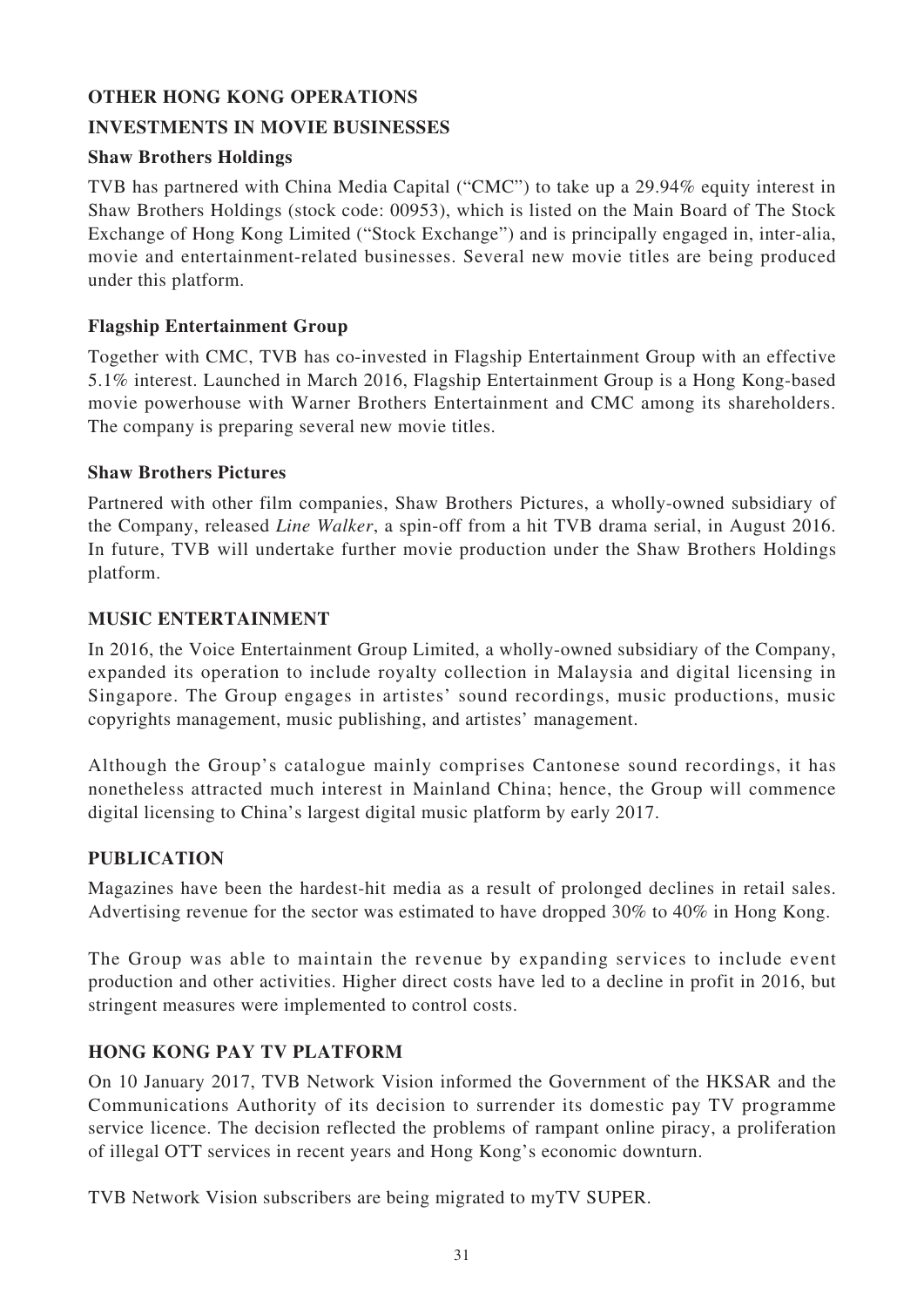## OTHER HONG KONG OPERATIONS

## INVESTMENTS IN MOVIE BUSINESSES

### Shaw Brothers Holdings

TVB has partnered with China Media Capital ("CMC") to take up a 29.94% equity interest in Shaw Brothers Holdings (stock code: 00953), which is listed on the Main Board of The Stock Exchange of Hong Kong Limited ("Stock Exchange") and is principally engaged in, inter-alia, movie and entertainment-related businesses. Several new movie titles are being produced under this platform.

### Flagship Entertainment Group

Together with CMC, TVB has co-invested in Flagship Entertainment Group with an effective 5.1% interest. Launched in March 2016, Flagship Entertainment Group is a Hong Kong-based movie powerhouse with Warner Brothers Entertainment and CMC among its shareholders. The company is preparing several new movie titles.

### Shaw Brothers Pictures

Partnered with other film companies, Shaw Brothers Pictures, a wholly-owned subsidiary of the Company, released *Line Walker*, a spin-off from a hit TVB drama serial, in August 2016. In future, TVB will undertake further movie production under the Shaw Brothers Holdings platform.

## MUSIC ENTERTAINMENT

In 2016, the Voice Entertainment Group Limited, a wholly-owned subsidiary of the Company, expanded its operation to include royalty collection in Malaysia and digital licensing in Singapore. The Group engages in artistes' sound recordings, music productions, music copyrights management, music publishing, and artistes' management.

Although the Group's catalogue mainly comprises Cantonese sound recordings, it has nonetheless attracted much interest in Mainland China; hence, the Group will commence digital licensing to China's largest digital music platform by early 2017.

## PUBLICATION

Magazines have been the hardest-hit media as a result of prolonged declines in retail sales. Advertising revenue for the sector was estimated to have dropped 30% to 40% in Hong Kong.

The Group was able to maintain the revenue by expanding services to include event production and other activities. Higher direct costs have led to a decline in profit in 2016, but stringent measures were implemented to control costs.

## HONG KONG PAY TV PLATFORM

On 10 January 2017, TVB Network Vision informed the Government of the HKSAR and the Communications Authority of its decision to surrender its domestic pay TV programme service licence. The decision reflected the problems of rampant online piracy, a proliferation of illegal OTT services in recent years and Hong Kong's economic downturn.

TVB Network Vision subscribers are being migrated to myTV SUPER.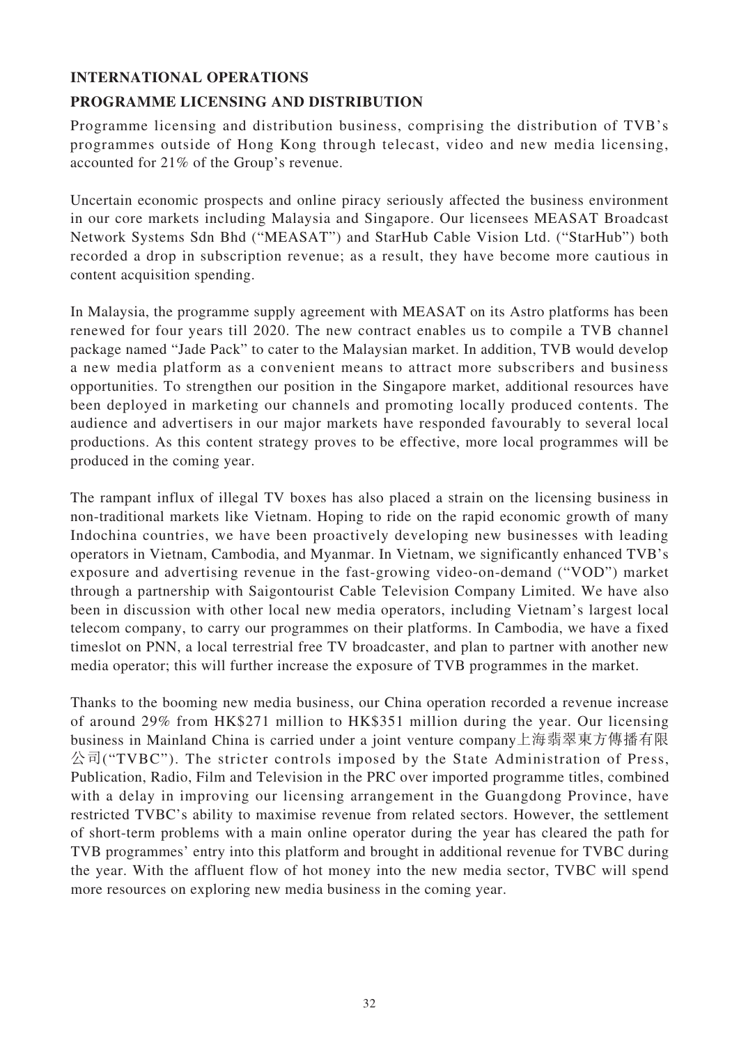## INTERNATIONAL OPERATIONS

## PROGRAMME LICENSING AND DISTRIBUTION

Programme licensing and distribution business, comprising the distribution of TVB's programmes outside of Hong Kong through telecast, video and new media licensing, accounted for 21% of the Group's revenue.

Uncertain economic prospects and online piracy seriously affected the business environment in our core markets including Malaysia and Singapore. Our licensees MEASAT Broadcast Network Systems Sdn Bhd ("MEASAT") and StarHub Cable Vision Ltd. ("StarHub") both recorded a drop in subscription revenue; as a result, they have become more cautious in content acquisition spending.

In Malaysia, the programme supply agreement with MEASAT on its Astro platforms has been renewed for four years till 2020. The new contract enables us to compile a TVB channel package named "Jade Pack" to cater to the Malaysian market. In addition, TVB would develop a new media platform as a convenient means to attract more subscribers and business opportunities. To strengthen our position in the Singapore market, additional resources have been deployed in marketing our channels and promoting locally produced contents. The audience and advertisers in our major markets have responded favourably to several local productions. As this content strategy proves to be effective, more local programmes will be produced in the coming year.

The rampant influx of illegal TV boxes has also placed a strain on the licensing business in non-traditional markets like Vietnam. Hoping to ride on the rapid economic growth of many Indochina countries, we have been proactively developing new businesses with leading operators in Vietnam, Cambodia, and Myanmar. In Vietnam, we significantly enhanced TVB's exposure and advertising revenue in the fast-growing video-on-demand ("VOD") market through a partnership with Saigontourist Cable Television Company Limited. We have also been in discussion with other local new media operators, including Vietnam's largest local telecom company, to carry our programmes on their platforms. In Cambodia, we have a fixed timeslot on PNN, a local terrestrial free TV broadcaster, and plan to partner with another new media operator; this will further increase the exposure of TVB programmes in the market.

Thanks to the booming new media business, our China operation recorded a revenue increase of around 29% from HK$271 million to HK$351 million during the year. Our licensing business in Mainland China is carried under a joint venture company上海翡翠東方傳播有限公司("TVBC"). The stricter controls imposed by the State Administration of Press, Publication, Radio, Film and Television in the PRC over imported programme titles, combined with a delay in improving our licensing arrangement in the Guangdong Province, have restricted TVBC's ability to maximise revenue from related sectors. However, the settlement of short-term problems with a main online operator during the year has cleared the path for TVB programmes' entry into this platform and brought in additional revenue for TVBC during the year. With the affluent flow of hot money into the new media sector, TVBC will spend more resources on exploring new media business in the coming year.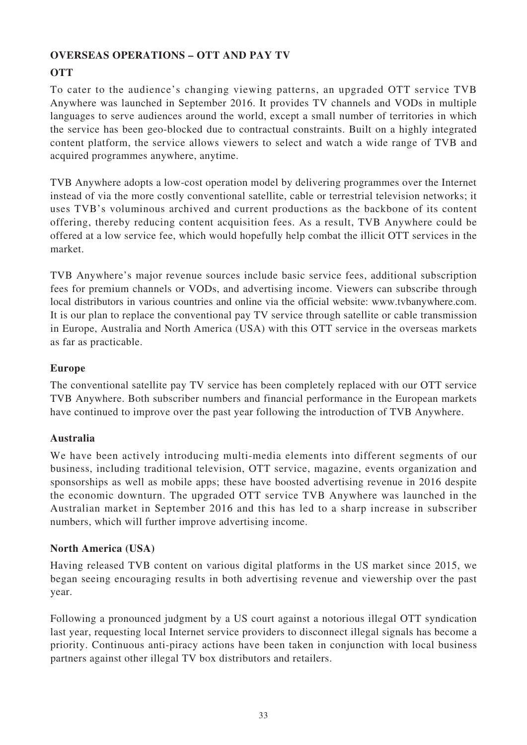## OVERSEAS OPERATIONS – OTT AND PAY TV

### OTT

To cater to the audience's changing viewing patterns, an upgraded OTT service TVB Anywhere was launched in September 2016. It provides TV channels and VODs in multiple languages to serve audiences around the world, except a small number of territories in which the service has been geo-blocked due to contractual constraints. Built on a highly integrated content platform, the service allows viewers to select and watch a wide range of TVB and acquired programmes anywhere, anytime.

TVB Anywhere adopts a low-cost operation model by delivering programmes over the Internet instead of via the more costly conventional satellite, cable or terrestrial television networks; it uses TVB's voluminous archived and current productions as the backbone of its content offering, thereby reducing content acquisition fees. As a result, TVB Anywhere could be offered at a low service fee, which would hopefully help combat the illicit OTT services in the market.

TVB Anywhere's major revenue sources include basic service fees, additional subscription fees for premium channels or VODs, and advertising income. Viewers can subscribe through local distributors in various countries and online via the official website: www.tvbanywhere.com. It is our plan to replace the conventional pay TV service through satellite or cable transmission in Europe, Australia and North America (USA) with this OTT service in the overseas markets as far as practicable.

### Europe

The conventional satellite pay TV service has been completely replaced with our OTT service TVB Anywhere. Both subscriber numbers and financial performance in the European markets have continued to improve over the past year following the introduction of TVB Anywhere.

### Australia

We have been actively introducing multi-media elements into different segments of our business, including traditional television, OTT service, magazine, events organization and sponsorships as well as mobile apps; these have boosted advertising revenue in 2016 despite the economic downturn. The upgraded OTT service TVB Anywhere was launched in the Australian market in September 2016 and this has led to a sharp increase in subscriber numbers, which will further improve advertising income.

### North America (USA)

Having released TVB content on various digital platforms in the US market since 2015, we began seeing encouraging results in both advertising revenue and viewership over the past year.

Following a pronounced judgment by a US court against a notorious illegal OTT syndication last year, requesting local Internet service providers to disconnect illegal signals has become a priority. Continuous anti-piracy actions have been taken in conjunction with local business partners against other illegal TV box distributors and retailers.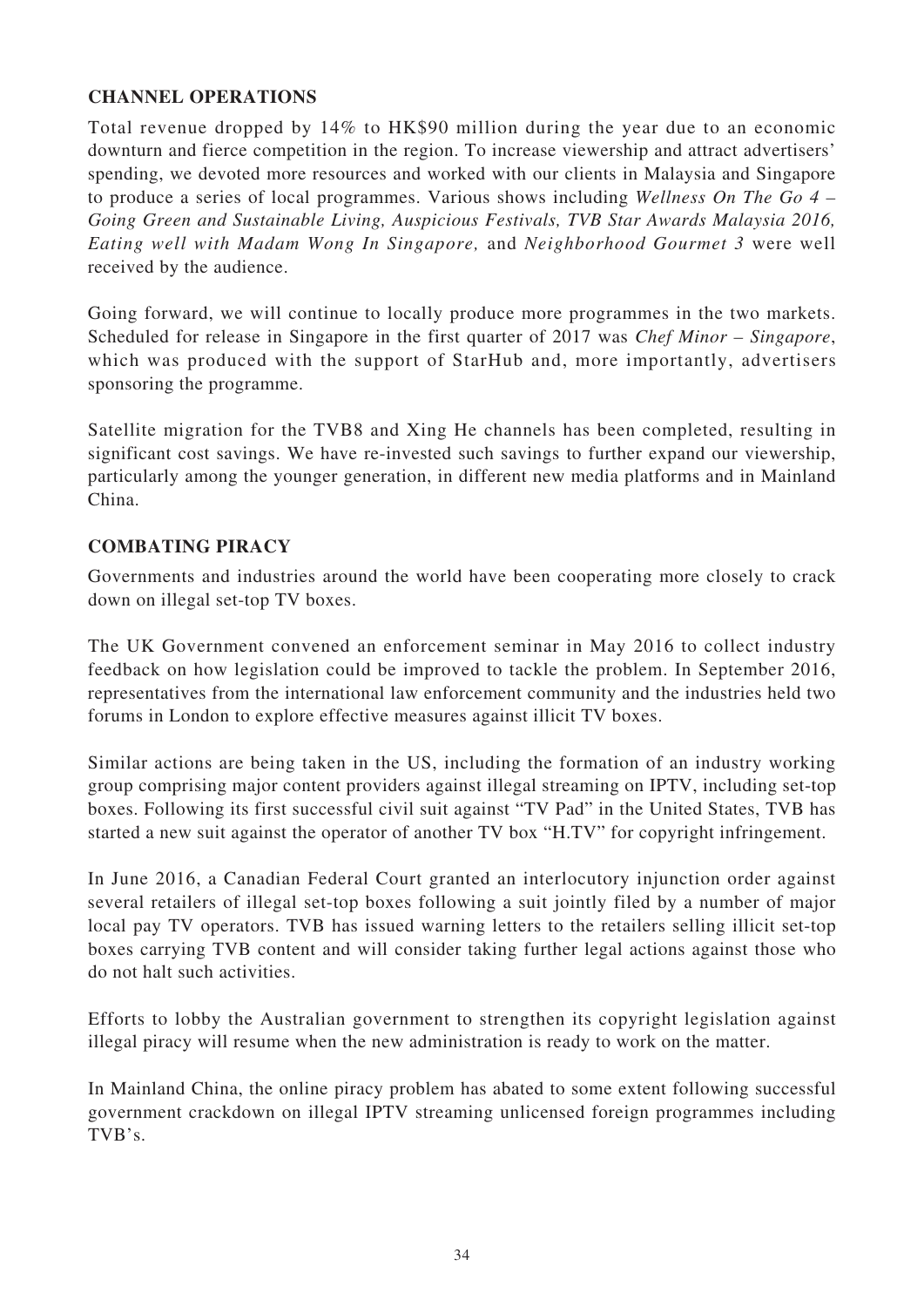## CHANNEL OPERATIONS

Total revenue dropped by 14% to HK$90 million during the year due to an economic downturn and fierce competition in the region. To increase viewership and attract advertisers' spending, we devoted more resources and worked with our clients in Malaysia and Singapore to produce a series of local programmes. Various shows including *Wellness On The Go 4 – Going Green and Sustainable Living, Auspicious Festivals, TVB Star Awards Malaysia 2016, Eating well with Madam Wong In Singapore,* and *Neighborhood Gourmet 3* were well received by the audience.

Going forward, we will continue to locally produce more programmes in the two markets. Scheduled for release in Singapore in the first quarter of 2017 was *Chef Minor – Singapore*, which was produced with the support of StarHub and, more importantly, advertisers sponsoring the programme.

Satellite migration for the TVB8 and Xing He channels has been completed, resulting in significant cost savings. We have re-invested such savings to further expand our viewership, particularly among the younger generation, in different new media platforms and in Mainland China.

## COMBATING PIRACY

Governments and industries around the world have been cooperating more closely to crack down on illegal set-top TV boxes.

The UK Government convened an enforcement seminar in May 2016 to collect industry feedback on how legislation could be improved to tackle the problem. In September 2016, representatives from the international law enforcement community and the industries held two forums in London to explore effective measures against illicit TV boxes.

Similar actions are being taken in the US, including the formation of an industry working group comprising major content providers against illegal streaming on IPTV, including set-top boxes. Following its first successful civil suit against "TV Pad" in the United States, TVB has started a new suit against the operator of another TV box "H.TV" for copyright infringement.

In June 2016, a Canadian Federal Court granted an interlocutory injunction order against several retailers of illegal set-top boxes following a suit jointly filed by a number of major local pay TV operators. TVB has issued warning letters to the retailers selling illicit set-top boxes carrying TVB content and will consider taking further legal actions against those who do not halt such activities.

Efforts to lobby the Australian government to strengthen its copyright legislation against illegal piracy will resume when the new administration is ready to work on the matter.

In Mainland China, the online piracy problem has abated to some extent following successful government crackdown on illegal IPTV streaming unlicensed foreign programmes including TVB's.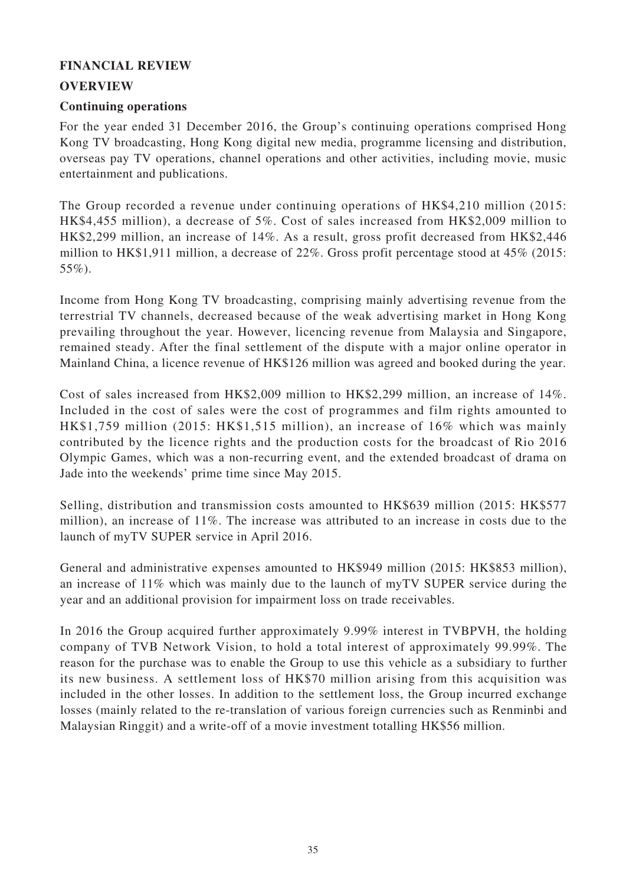## FINANCIAL REVIEW

### OVERVIEW

#### Continuing operations

For the year ended 31 December 2016, the Group's continuing operations comprised Hong Kong TV broadcasting, Hong Kong digital new media, programme licensing and distribution, overseas pay TV operations, channel operations and other activities, including movie, music entertainment and publications.

The Group recorded a revenue under continuing operations of HK$4,210 million (2015: HK$4,455 million), a decrease of 5%. Cost of sales increased from HK$2,009 million to HK$2,299 million, an increase of 14%. As a result, gross profit decreased from HK$2,446 million to HK$1,911 million, a decrease of 22%. Gross profit percentage stood at 45% (2015: 55%).

Income from Hong Kong TV broadcasting, comprising mainly advertising revenue from the terrestrial TV channels, decreased because of the weak advertising market in Hong Kong prevailing throughout the year. However, licencing revenue from Malaysia and Singapore, remained steady. After the final settlement of the dispute with a major online operator in Mainland China, a licence revenue of HK$126 million was agreed and booked during the year.

Cost of sales increased from HK$2,009 million to HK$2,299 million, an increase of 14%. Included in the cost of sales were the cost of programmes and film rights amounted to HK$1,759 million (2015: HK$1,515 million), an increase of 16% which was mainly contributed by the licence rights and the production costs for the broadcast of Rio 2016 Olympic Games, which was a non-recurring event, and the extended broadcast of drama on Jade into the weekends' prime time since May 2015.

Selling, distribution and transmission costs amounted to HK$639 million (2015: HK$577 million), an increase of 11%. The increase was attributed to an increase in costs due to the launch of myTV SUPER service in April 2016.

General and administrative expenses amounted to HK$949 million (2015: HK$853 million), an increase of 11% which was mainly due to the launch of myTV SUPER service during the year and an additional provision for impairment loss on trade receivables.

In 2016 the Group acquired further approximately 9.99% interest in TVBPVH, the holding company of TVB Network Vision, to hold a total interest of approximately 99.99%. The reason for the purchase was to enable the Group to use this vehicle as a subsidiary to further its new business. A settlement loss of HK$70 million arising from this acquisition was included in the other losses. In addition to the settlement loss, the Group incurred exchange losses (mainly related to the re-translation of various foreign currencies such as Renminbi and Malaysian Ringgit) and a write-off of a movie investment totalling HK$56 million.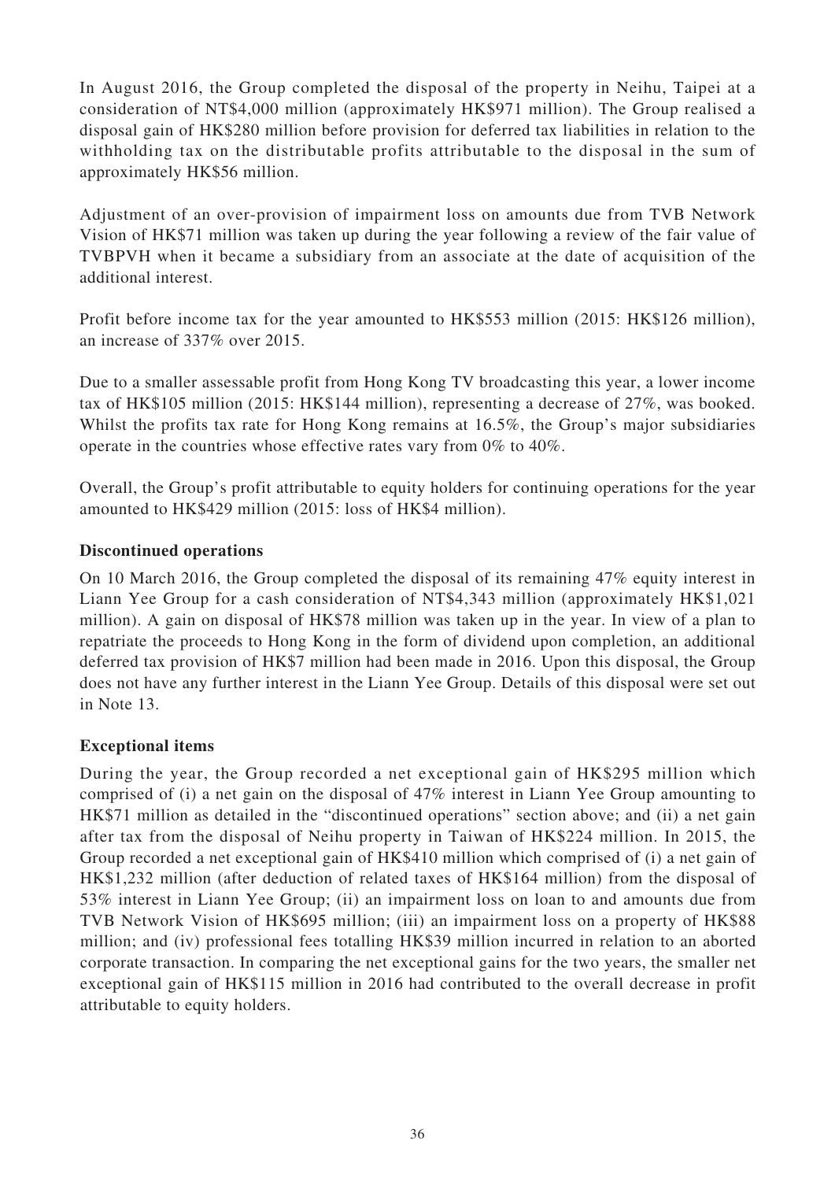In August 2016, the Group completed the disposal of the property in Neihu, Taipei at a consideration of NT$4,000 million (approximately HK$971 million). The Group realised a disposal gain of HK$280 million before provision for deferred tax liabilities in relation to the withholding tax on the distributable profits attributable to the disposal in the sum of approximately HK$56 million.

Adjustment of an over-provision of impairment loss on amounts due from TVB Network Vision of HK$71 million was taken up during the year following a review of the fair value of TVBPVH when it became a subsidiary from an associate at the date of acquisition of the additional interest.

Profit before income tax for the year amounted to HK$553 million (2015: HK$126 million), an increase of 337% over 2015.

Due to a smaller assessable profit from Hong Kong TV broadcasting this year, a lower income tax of HK$105 million (2015: HK$144 million), representing a decrease of 27%, was booked. Whilst the profits tax rate for Hong Kong remains at 16.5%, the Group's major subsidiaries operate in the countries whose effective rates vary from 0% to 40%.

Overall, the Group's profit attributable to equity holders for continuing operations for the year amounted to HK$429 million (2015: loss of HK$4 million).

**Discontinued operations**

On 10 March 2016, the Group completed the disposal of its remaining 47% equity interest in Liann Yee Group for a cash consideration of NT$4,343 million (approximately HK$1,021 million). A gain on disposal of HK$78 million was taken up in the year. In view of a plan to repatriate the proceeds to Hong Kong in the form of dividend upon completion, an additional deferred tax provision of HK$7 million had been made in 2016. Upon this disposal, the Group does not have any further interest in the Liann Yee Group. Details of this disposal were set out in Note 13.

**Exceptional items**

During the year, the Group recorded a net exceptional gain of HK$295 million which comprised of (i) a net gain on the disposal of 47% interest in Liann Yee Group amounting to HK$71 million as detailed in the "discontinued operations" section above; and (ii) a net gain after tax from the disposal of Neihu property in Taiwan of HK$224 million. In 2015, the Group recorded a net exceptional gain of HK$410 million which comprised of (i) a net gain of HK$1,232 million (after deduction of related taxes of HK$164 million) from the disposal of 53% interest in Liann Yee Group; (ii) an impairment loss on loan to and amounts due from TVB Network Vision of HK$695 million; (iii) an impairment loss on a property of HK$88 million; and (iv) professional fees totalling HK$39 million incurred in relation to an aborted corporate transaction. In comparing the net exceptional gains for the two years, the smaller net exceptional gain of HK$115 million in 2016 had contributed to the overall decrease in profit attributable to equity holders.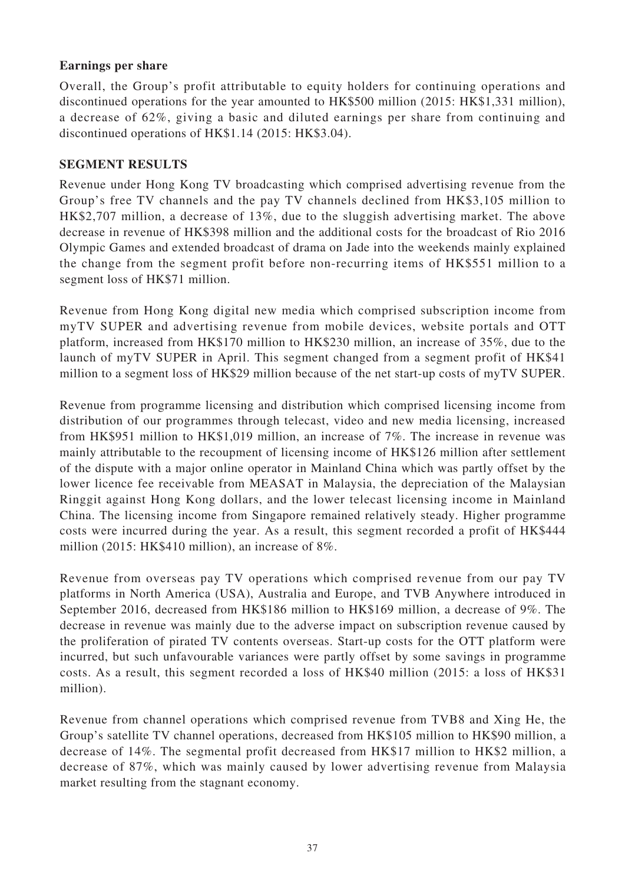**Earnings per share**

Overall, the Group's profit attributable to equity holders for continuing operations and discontinued operations for the year amounted to HK$500 million (2015: HK$1,331 million), a decrease of 62%, giving a basic and diluted earnings per share from continuing and discontinued operations of HK$1.14 (2015: HK$3.04).

## SEGMENT RESULTS

Revenue under Hong Kong TV broadcasting which comprised advertising revenue from the Group's free TV channels and the pay TV channels declined from HK$3,105 million to HK$2,707 million, a decrease of 13%, due to the sluggish advertising market. The above decrease in revenue of HK$398 million and the additional costs for the broadcast of Rio 2016 Olympic Games and extended broadcast of drama on Jade into the weekends mainly explained the change from the segment profit before non-recurring items of HK$551 million to a segment loss of HK$71 million.

Revenue from Hong Kong digital new media which comprised subscription income from myTV SUPER and advertising revenue from mobile devices, website portals and OTT platform, increased from HK$170 million to HK$230 million, an increase of 35%, due to the launch of myTV SUPER in April. This segment changed from a segment profit of HK$41 million to a segment loss of HK$29 million because of the net start-up costs of myTV SUPER.

Revenue from programme licensing and distribution which comprised licensing income from distribution of our programmes through telecast, video and new media licensing, increased from HK$951 million to HK$1,019 million, an increase of 7%. The increase in revenue was mainly attributable to the recoupment of licensing income of HK$126 million after settlement of the dispute with a major online operator in Mainland China which was partly offset by the lower licence fee receivable from MEASAT in Malaysia, the depreciation of the Malaysian Ringgit against Hong Kong dollars, and the lower telecast licensing income in Mainland China. The licensing income from Singapore remained relatively steady. Higher programme costs were incurred during the year. As a result, this segment recorded a profit of HK$444 million (2015: HK$410 million), an increase of 8%.

Revenue from overseas pay TV operations which comprised revenue from our pay TV platforms in North America (USA), Australia and Europe, and TVB Anywhere introduced in September 2016, decreased from HK$186 million to HK$169 million, a decrease of 9%. The decrease in revenue was mainly due to the adverse impact on subscription revenue caused by the proliferation of pirated TV contents overseas. Start-up costs for the OTT platform were incurred, but such unfavourable variances were partly offset by some savings in programme costs. As a result, this segment recorded a loss of HK$40 million (2015: a loss of HK$31 million).

Revenue from channel operations which comprised revenue from TVB8 and Xing He, the Group's satellite TV channel operations, decreased from HK$105 million to HK$90 million, a decrease of 14%. The segmental profit decreased from HK$17 million to HK$2 million, a decrease of 87%, which was mainly caused by lower advertising revenue from Malaysia market resulting from the stagnant economy.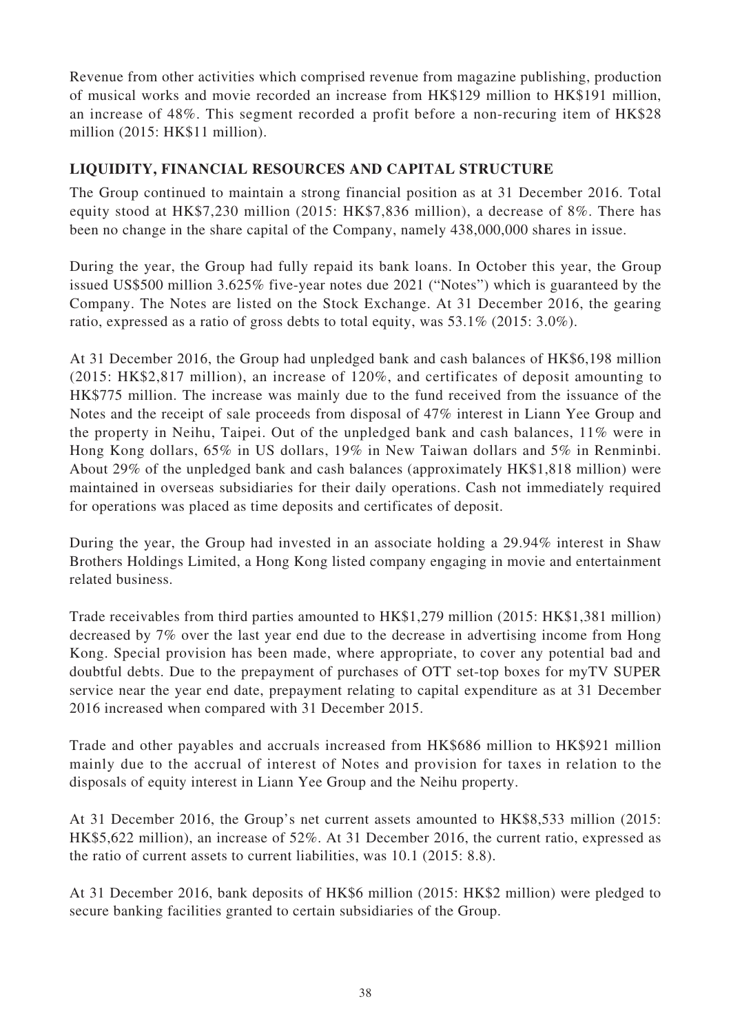Revenue from other activities which comprised revenue from magazine publishing, production of musical works and movie recorded an increase from HK$129 million to HK$191 million, an increase of 48%. This segment recorded a profit before a non-recuring item of HK$28 million (2015: HK$11 million).

## LIQUIDITY, FINANCIAL RESOURCES AND CAPITAL STRUCTURE

The Group continued to maintain a strong financial position as at 31 December 2016. Total equity stood at HK$7,230 million (2015: HK$7,836 million), a decrease of 8%. There has been no change in the share capital of the Company, namely 438,000,000 shares in issue.

During the year, the Group had fully repaid its bank loans. In October this year, the Group issued US$500 million 3.625% five-year notes due 2021 ("Notes") which is guaranteed by the Company. The Notes are listed on the Stock Exchange. At 31 December 2016, the gearing ratio, expressed as a ratio of gross debts to total equity, was 53.1% (2015: 3.0%).

At 31 December 2016, the Group had unpledged bank and cash balances of HK$6,198 million (2015: HK$2,817 million), an increase of 120%, and certificates of deposit amounting to HK$775 million. The increase was mainly due to the fund received from the issuance of the Notes and the receipt of sale proceeds from disposal of 47% interest in Liann Yee Group and the property in Neihu, Taipei. Out of the unpledged bank and cash balances, 11% were in Hong Kong dollars, 65% in US dollars, 19% in New Taiwan dollars and 5% in Renminbi. About 29% of the unpledged bank and cash balances (approximately HK$1,818 million) were maintained in overseas subsidiaries for their daily operations. Cash not immediately required for operations was placed as time deposits and certificates of deposit.

During the year, the Group had invested in an associate holding a 29.94% interest in Shaw Brothers Holdings Limited, a Hong Kong listed company engaging in movie and entertainment related business.

Trade receivables from third parties amounted to HK$1,279 million (2015: HK$1,381 million) decreased by 7% over the last year end due to the decrease in advertising income from Hong Kong. Special provision has been made, where appropriate, to cover any potential bad and doubtful debts. Due to the prepayment of purchases of OTT set-top boxes for myTV SUPER service near the year end date, prepayment relating to capital expenditure as at 31 December 2016 increased when compared with 31 December 2015.

Trade and other payables and accruals increased from HK$686 million to HK$921 million mainly due to the accrual of interest of Notes and provision for taxes in relation to the disposals of equity interest in Liann Yee Group and the Neihu property.

At 31 December 2016, the Group's net current assets amounted to HK$8,533 million (2015: HK$5,622 million), an increase of 52%. At 31 December 2016, the current ratio, expressed as the ratio of current assets to current liabilities, was 10.1 (2015: 8.8).

At 31 December 2016, bank deposits of HK$6 million (2015: HK$2 million) were pledged to secure banking facilities granted to certain subsidiaries of the Group.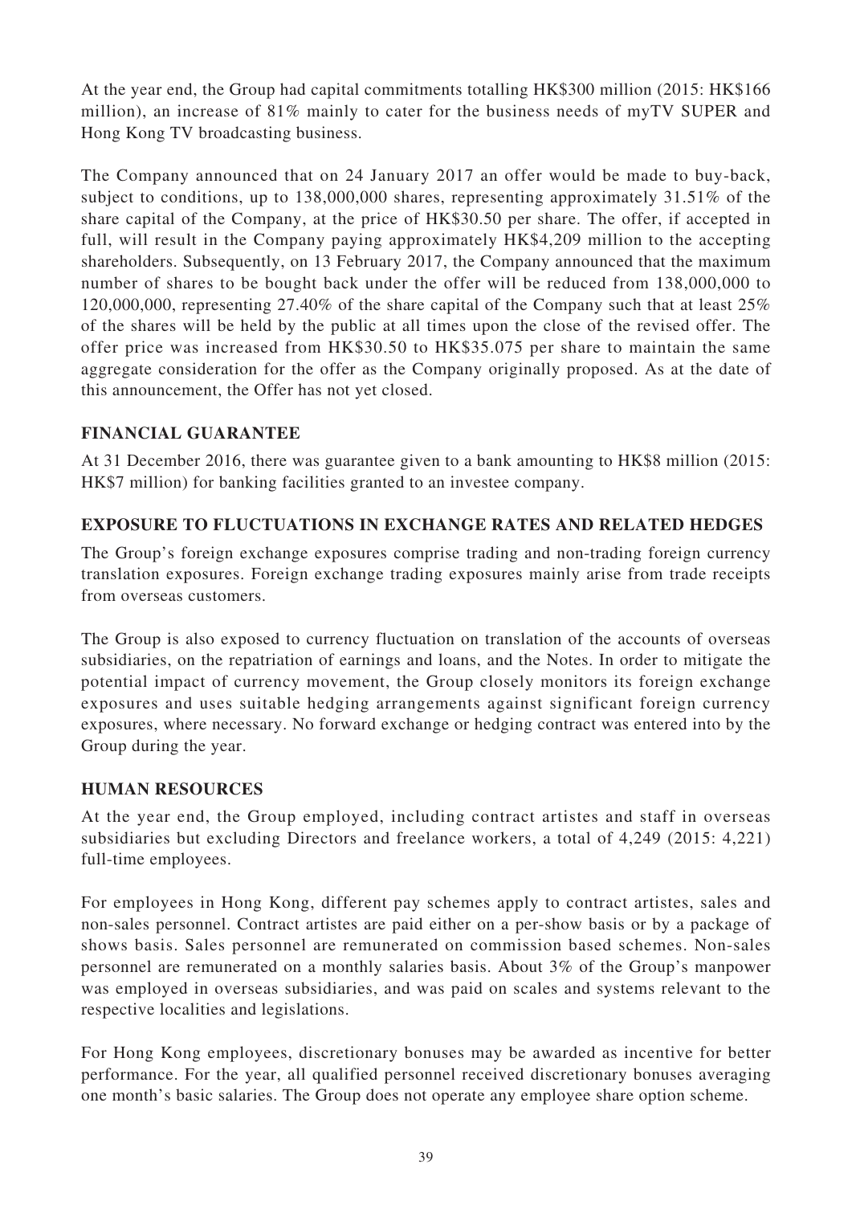At the year end, the Group had capital commitments totalling HK$300 million (2015: HK$166 million), an increase of 81% mainly to cater for the business needs of myTV SUPER and Hong Kong TV broadcasting business.

The Company announced that on 24 January 2017 an offer would be made to buy-back, subject to conditions, up to 138,000,000 shares, representing approximately 31.51% of the share capital of the Company, at the price of HK$30.50 per share. The offer, if accepted in full, will result in the Company paying approximately HK$4,209 million to the accepting shareholders. Subsequently, on 13 February 2017, the Company announced that the maximum number of shares to be bought back under the offer will be reduced from 138,000,000 to 120,000,000, representing 27.40% of the share capital of the Company such that at least 25% of the shares will be held by the public at all times upon the close of the revised offer. The offer price was increased from HK$30.50 to HK$35.075 per share to maintain the same aggregate consideration for the offer as the Company originally proposed. As at the date of this announcement, the Offer has not yet closed.

## FINANCIAL GUARANTEE

At 31 December 2016, there was guarantee given to a bank amounting to HK$8 million (2015: HK$7 million) for banking facilities granted to an investee company.

## EXPOSURE TO FLUCTUATIONS IN EXCHANGE RATES AND RELATED HEDGES

The Group's foreign exchange exposures comprise trading and non-trading foreign currency translation exposures. Foreign exchange trading exposures mainly arise from trade receipts from overseas customers.

The Group is also exposed to currency fluctuation on translation of the accounts of overseas subsidiaries, on the repatriation of earnings and loans, and the Notes. In order to mitigate the potential impact of currency movement, the Group closely monitors its foreign exchange exposures and uses suitable hedging arrangements against significant foreign currency exposures, where necessary. No forward exchange or hedging contract was entered into by the Group during the year.

## HUMAN RESOURCES

At the year end, the Group employed, including contract artistes and staff in overseas subsidiaries but excluding Directors and freelance workers, a total of 4,249 (2015: 4,221) full-time employees.

For employees in Hong Kong, different pay schemes apply to contract artistes, sales and non-sales personnel. Contract artistes are paid either on a per-show basis or by a package of shows basis. Sales personnel are remunerated on commission based schemes. Non-sales personnel are remunerated on a monthly salaries basis. About 3% of the Group's manpower was employed in overseas subsidiaries, and was paid on scales and systems relevant to the respective localities and legislations.

For Hong Kong employees, discretionary bonuses may be awarded as incentive for better performance. For the year, all qualified personnel received discretionary bonuses averaging one month's basic salaries. The Group does not operate any employee share option scheme.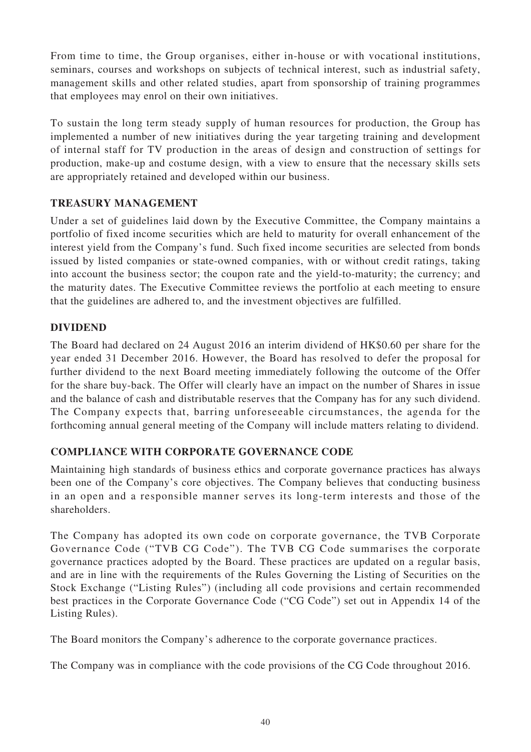From time to time, the Group organises, either in-house or with vocational institutions, seminars, courses and workshops on subjects of technical interest, such as industrial safety, management skills and other related studies, apart from sponsorship of training programmes that employees may enrol on their own initiatives.

To sustain the long term steady supply of human resources for production, the Group has implemented a number of new initiatives during the year targeting training and development of internal staff for TV production in the areas of design and construction of settings for production, make-up and costume design, with a view to ensure that the necessary skills sets are appropriately retained and developed within our business.

## TREASURY MANAGEMENT

Under a set of guidelines laid down by the Executive Committee, the Company maintains a portfolio of fixed income securities which are held to maturity for overall enhancement of the interest yield from the Company's fund. Such fixed income securities are selected from bonds issued by listed companies or state-owned companies, with or without credit ratings, taking into account the business sector; the coupon rate and the yield-to-maturity; the currency; and the maturity dates. The Executive Committee reviews the portfolio at each meeting to ensure that the guidelines are adhered to, and the investment objectives are fulfilled.

## DIVIDEND

The Board had declared on 24 August 2016 an interim dividend of HK$0.60 per share for the year ended 31 December 2016. However, the Board has resolved to defer the proposal for further dividend to the next Board meeting immediately following the outcome of the Offer for the share buy-back. The Offer will clearly have an impact on the number of Shares in issue and the balance of cash and distributable reserves that the Company has for any such dividend. The Company expects that, barring unforeseeable circumstances, the agenda for the forthcoming annual general meeting of the Company will include matters relating to dividend.

## COMPLIANCE WITH CORPORATE GOVERNANCE CODE

Maintaining high standards of business ethics and corporate governance practices has always been one of the Company's core objectives. The Company believes that conducting business in an open and a responsible manner serves its long-term interests and those of the shareholders.

The Company has adopted its own code on corporate governance, the TVB Corporate Governance Code ("TVB CG Code"). The TVB CG Code summarises the corporate governance practices adopted by the Board. These practices are updated on a regular basis, and are in line with the requirements of the Rules Governing the Listing of Securities on the Stock Exchange ("Listing Rules") (including all code provisions and certain recommended best practices in the Corporate Governance Code ("CG Code") set out in Appendix 14 of the Listing Rules).

The Board monitors the Company's adherence to the corporate governance practices.

The Company was in compliance with the code provisions of the CG Code throughout 2016.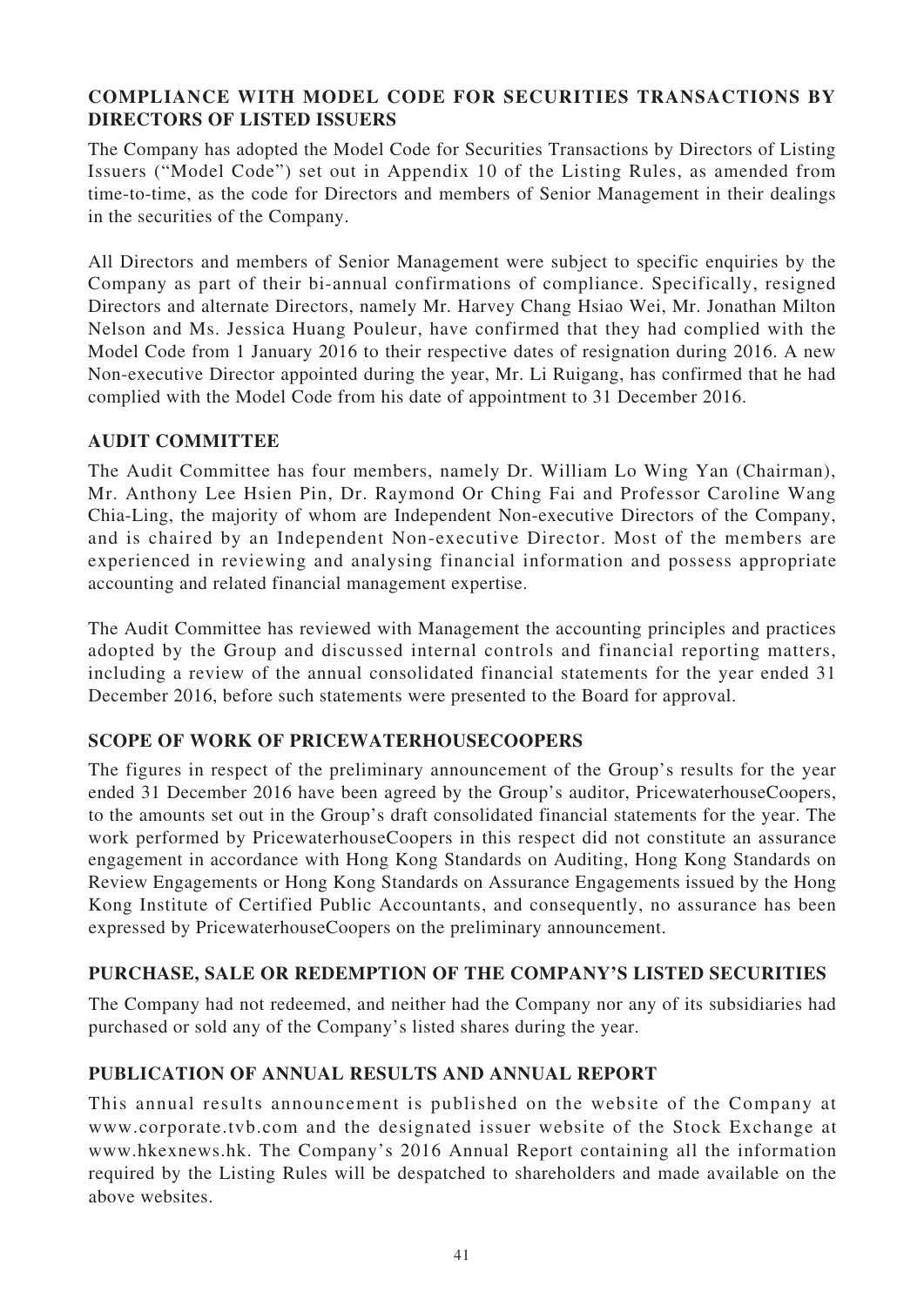## COMPLIANCE WITH MODEL CODE FOR SECURITIES TRANSACTIONS BY DIRECTORS OF LISTED ISSUERS

The Company has adopted the Model Code for Securities Transactions by Directors of Listing Issuers ("Model Code") set out in Appendix 10 of the Listing Rules, as amended from time-to-time, as the code for Directors and members of Senior Management in their dealings in the securities of the Company.

All Directors and members of Senior Management were subject to specific enquiries by the Company as part of their bi-annual confirmations of compliance. Specifically, resigned Directors and alternate Directors, namely Mr. Harvey Chang Hsiao Wei, Mr. Jonathan Milton Nelson and Ms. Jessica Huang Pouleur, have confirmed that they had complied with the Model Code from 1 January 2016 to their respective dates of resignation during 2016. A new Non-executive Director appointed during the year, Mr. Li Ruigang, has confirmed that he had complied with the Model Code from his date of appointment to 31 December 2016.

## AUDIT COMMITTEE

The Audit Committee has four members, namely Dr. William Lo Wing Yan (Chairman), Mr. Anthony Lee Hsien Pin, Dr. Raymond Or Ching Fai and Professor Caroline Wang Chia-Ling, the majority of whom are Independent Non-executive Directors of the Company, and is chaired by an Independent Non-executive Director. Most of the members are experienced in reviewing and analysing financial information and possess appropriate accounting and related financial management expertise.

The Audit Committee has reviewed with Management the accounting principles and practices adopted by the Group and discussed internal controls and financial reporting matters, including a review of the annual consolidated financial statements for the year ended 31 December 2016, before such statements were presented to the Board for approval.

## SCOPE OF WORK OF PRICEWATERHOUSECOOPERS

The figures in respect of the preliminary announcement of the Group's results for the year ended 31 December 2016 have been agreed by the Group's auditor, PricewaterhouseCoopers, to the amounts set out in the Group's draft consolidated financial statements for the year. The work performed by PricewaterhouseCoopers in this respect did not constitute an assurance engagement in accordance with Hong Kong Standards on Auditing, Hong Kong Standards on Review Engagements or Hong Kong Standards on Assurance Engagements issued by the Hong Kong Institute of Certified Public Accountants, and consequently, no assurance has been expressed by PricewaterhouseCoopers on the preliminary announcement.

## PURCHASE, SALE OR REDEMPTION OF THE COMPANY'S LISTED SECURITIES

The Company had not redeemed, and neither had the Company nor any of its subsidiaries had purchased or sold any of the Company's listed shares during the year.

## PUBLICATION OF ANNUAL RESULTS AND ANNUAL REPORT

This annual results announcement is published on the website of the Company at www.corporate.tvb.com and the designated issuer website of the Stock Exchange at www.hkexnews.hk. The Company's 2016 Annual Report containing all the information required by the Listing Rules will be despatched to shareholders and made available on the above websites.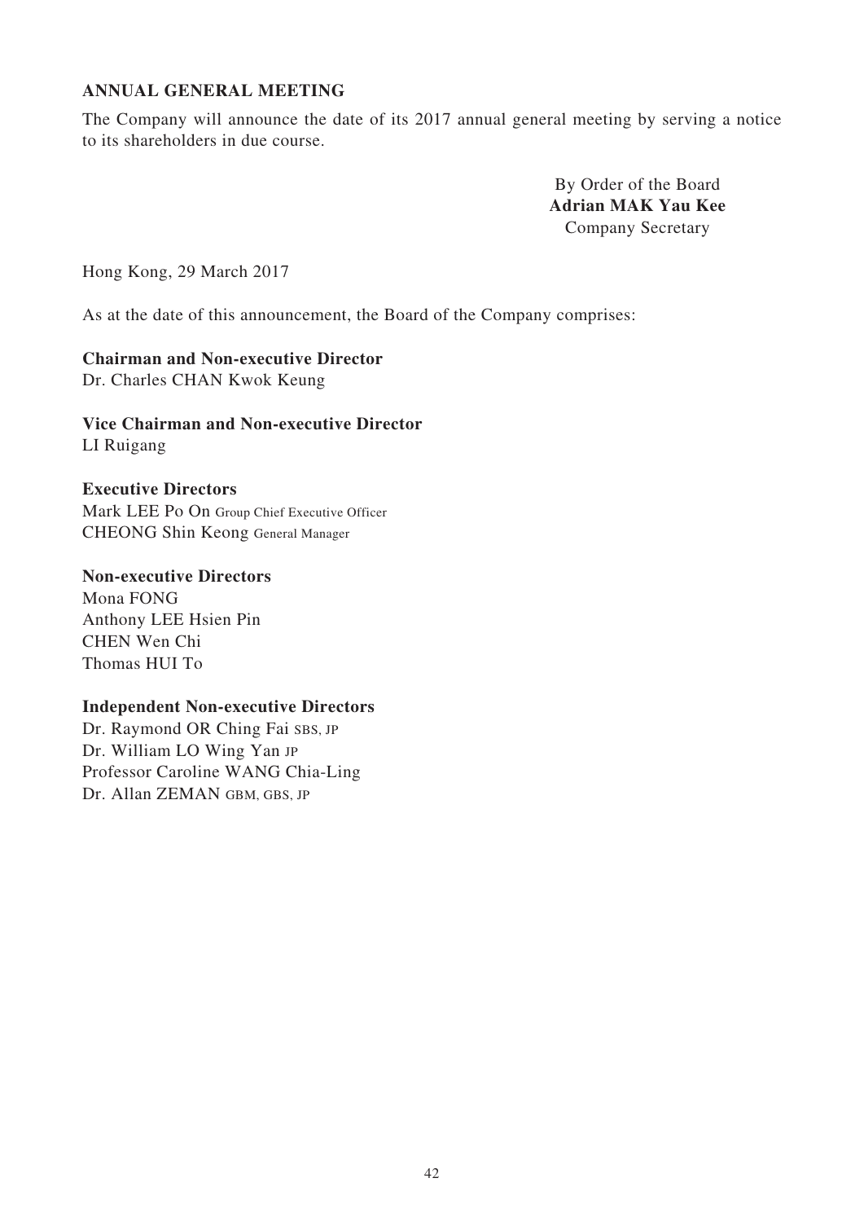## ANNUAL GENERAL MEETING

The Company will announce the date of its 2017 annual general meeting by serving a notice to its shareholders in due course.

By Order of the Board
**Adrian MAK Yau Kee**
Company Secretary

Hong Kong, 29 March 2017

As at the date of this announcement, the Board of the Company comprises:

**Chairman and Non-executive Director**
Dr. Charles CHAN Kwok Keung

**Vice Chairman and Non-executive Director**
LI Ruigang

**Executive Directors**
Mark LEE Po On Group Chief Executive Officer
CHEONG Shin Keong General Manager

**Non-executive Directors**
Mona FONG
Anthony LEE Hsien Pin
CHEN Wen Chi
Thomas HUI To

**Independent Non-executive Directors**
Dr. Raymond OR Ching Fai SBS, JP
Dr. William LO Wing Yan JP
Professor Caroline WANG Chia-Ling
Dr. Allan ZEMAN GBM, GBS, JP